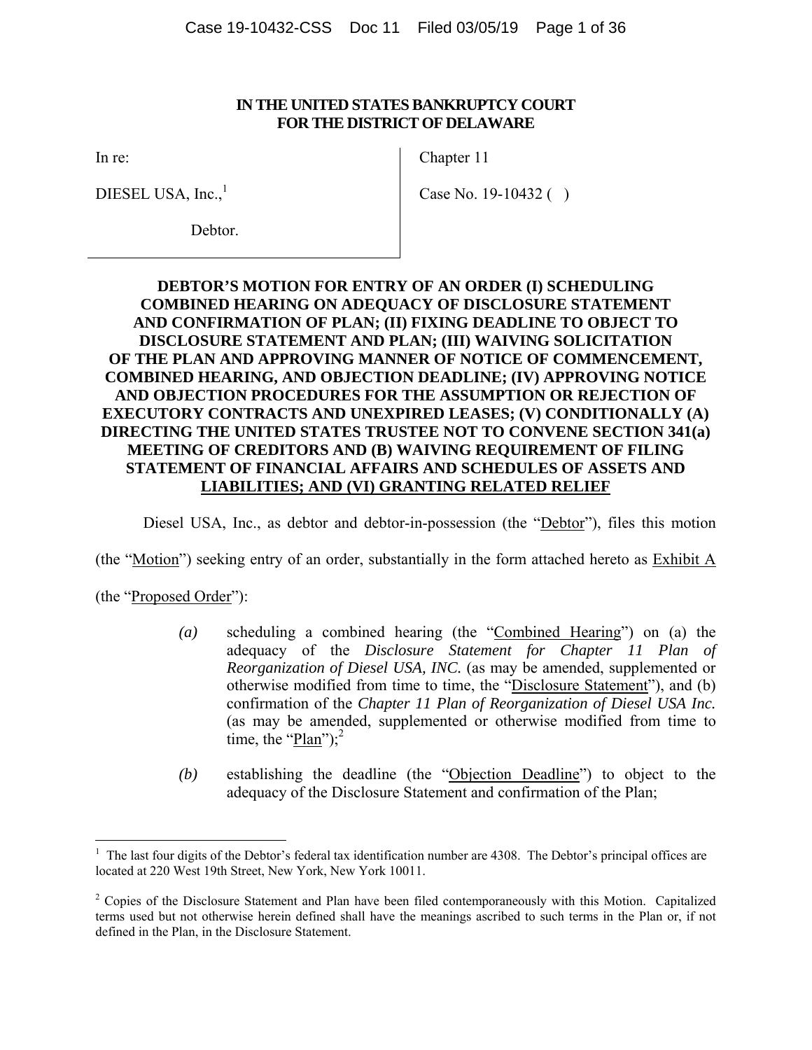**IN THE UNITED STATES BANKRUPTCY COURT**
**FOR THE DISTRICT OF DELAWARE**

| | |
|---|---|
| In re: | Chapter 11 |
| DIESEL USA, Inc.,[1] | Case No. 19-10432 ( ) |
| Debtor. | |

**DEBTOR'S MOTION FOR ENTRY OF AN ORDER (I) SCHEDULING COMBINED HEARING ON ADEQUACY OF DISCLOSURE STATEMENT AND CONFIRMATION OF PLAN; (II) FIXING DEADLINE TO OBJECT TO DISCLOSURE STATEMENT AND PLAN; (III) WAIVING SOLICITATION OF THE PLAN AND APPROVING MANNER OF NOTICE OF COMMENCEMENT, COMBINED HEARING, AND OBJECTION DEADLINE; (IV) APPROVING NOTICE AND OBJECTION PROCEDURES FOR THE ASSUMPTION OR REJECTION OF EXECUTORY CONTRACTS AND UNEXPIRED LEASES; (V) CONDITIONALLY (A) DIRECTING THE UNITED STATES TRUSTEE NOT TO CONVENE SECTION 341(a) MEETING OF CREDITORS AND (B) WAIVING REQUIREMENT OF FILING STATEMENT OF FINANCIAL AFFAIRS AND SCHEDULES OF ASSETS AND LIABILITIES; AND (VI) GRANTING RELATED RELIEF**

Diesel USA, Inc., as debtor and debtor-in-possession (the "Debtor"), files this motion (the "Motion") seeking entry of an order, substantially in the form attached hereto as Exhibit A (the "Proposed Order"):

*(a)* scheduling a combined hearing (the "Combined Hearing") on (a) the adequacy of the *Disclosure Statement for Chapter 11 Plan of Reorganization of Diesel USA, INC.* (as may be amended, supplemented or otherwise modified from time to time, the "Disclosure Statement"), and (b) confirmation of the *Chapter 11 Plan of Reorganization of Diesel USA Inc.* (as may be amended, supplemented or otherwise modified from time to time, the "Plan");[2]

*(b)* establishing the deadline (the "Objection Deadline") to object to the adequacy of the Disclosure Statement and confirmation of the Plan;

---

[1] The last four digits of the Debtor's federal tax identification number are 4308. The Debtor's principal offices are located at 220 West 19th Street, New York, New York 10011.

[2] Copies of the Disclosure Statement and Plan have been filed contemporaneously with this Motion. Capitalized terms used but not otherwise herein defined shall have the meanings ascribed to such terms in the Plan or, if not defined in the Plan, in the Disclosure Statement.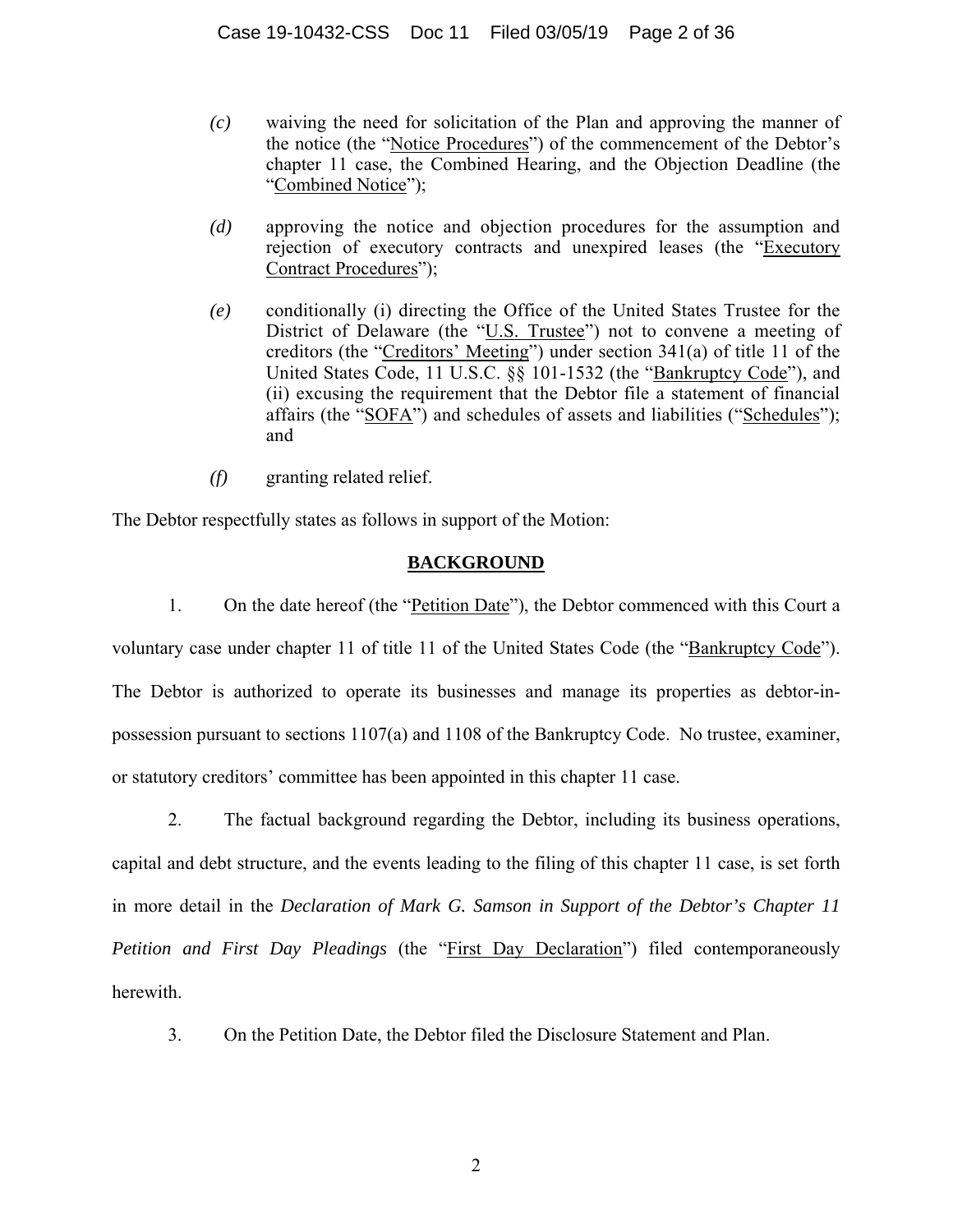*(c)* waiving the need for solicitation of the Plan and approving the manner of the notice (the "Notice Procedures") of the commencement of the Debtor's chapter 11 case, the Combined Hearing, and the Objection Deadline (the "Combined Notice");

*(d)* approving the notice and objection procedures for the assumption and rejection of executory contracts and unexpired leases (the "Executory Contract Procedures");

*(e)* conditionally (i) directing the Office of the United States Trustee for the District of Delaware (the "U.S. Trustee") not to convene a meeting of creditors (the "Creditors' Meeting") under section 341(a) of title 11 of the United States Code, 11 U.S.C. §§ 101-1532 (the "Bankruptcy Code"), and (ii) excusing the requirement that the Debtor file a statement of financial affairs (the "SOFA") and schedules of assets and liabilities ("Schedules"); and

*(f)* granting related relief.

The Debtor respectfully states as follows in support of the Motion:

## BACKGROUND

1. On the date hereof (the "Petition Date"), the Debtor commenced with this Court a voluntary case under chapter 11 of title 11 of the United States Code (the "Bankruptcy Code"). The Debtor is authorized to operate its businesses and manage its properties as debtor-in-possession pursuant to sections 1107(a) and 1108 of the Bankruptcy Code. No trustee, examiner, or statutory creditors' committee has been appointed in this chapter 11 case.

2. The factual background regarding the Debtor, including its business operations, capital and debt structure, and the events leading to the filing of this chapter 11 case, is set forth in more detail in the *Declaration of Mark G. Samson in Support of the Debtor's Chapter 11 Petition and First Day Pleadings* (the "First Day Declaration") filed contemporaneously herewith.

3. On the Petition Date, the Debtor filed the Disclosure Statement and Plan.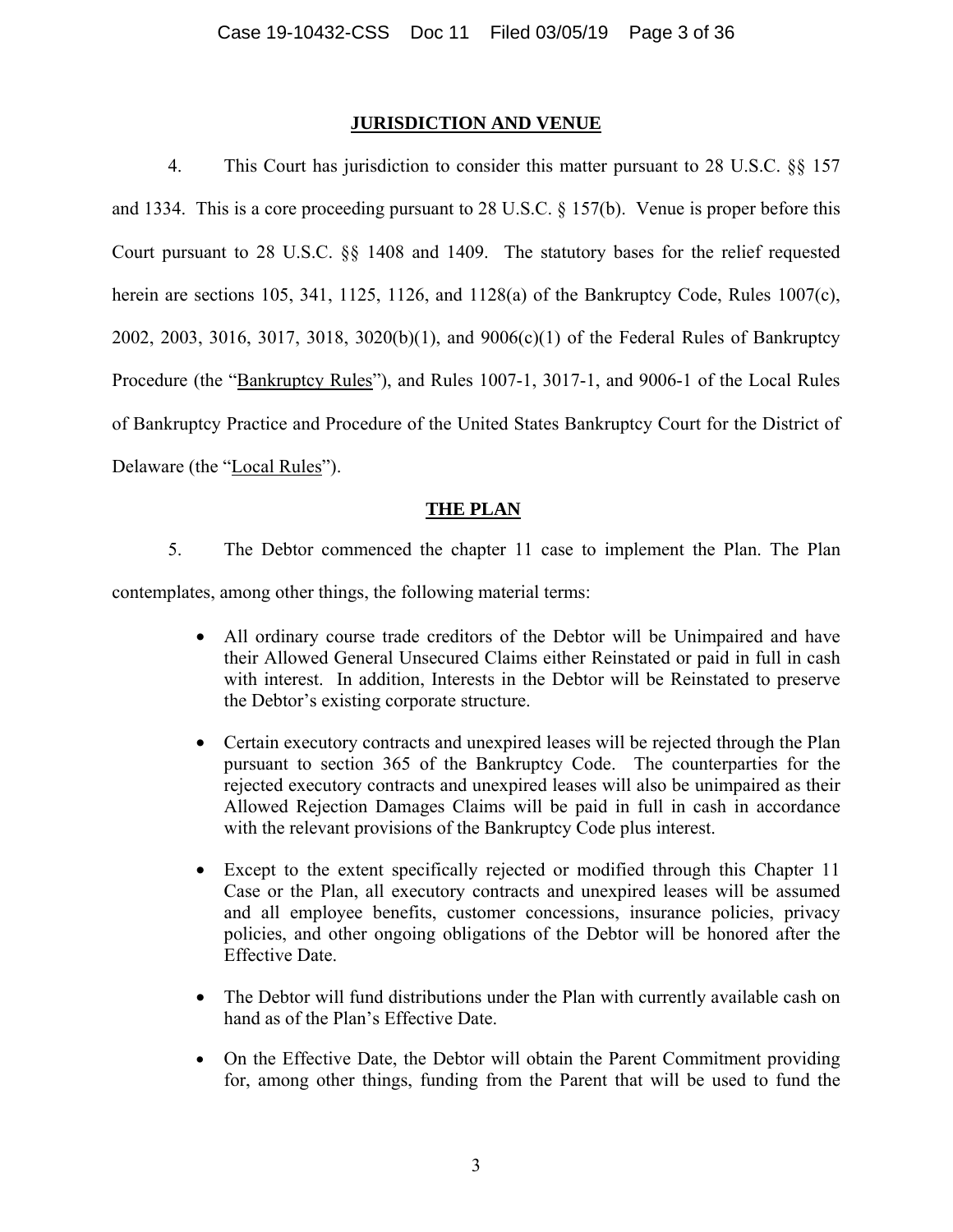## JURISDICTION AND VENUE

4. This Court has jurisdiction to consider this matter pursuant to 28 U.S.C. §§ 157 and 1334. This is a core proceeding pursuant to 28 U.S.C. § 157(b). Venue is proper before this Court pursuant to 28 U.S.C. §§ 1408 and 1409. The statutory bases for the relief requested herein are sections 105, 341, 1125, 1126, and 1128(a) of the Bankruptcy Code, Rules 1007(c), 2002, 2003, 3016, 3017, 3018, 3020(b)(1), and 9006(c)(1) of the Federal Rules of Bankruptcy Procedure (the "Bankruptcy Rules"), and Rules 1007-1, 3017-1, and 9006-1 of the Local Rules of Bankruptcy Practice and Procedure of the United States Bankruptcy Court for the District of Delaware (the "Local Rules").

## THE PLAN

5. The Debtor commenced the chapter 11 case to implement the Plan. The Plan contemplates, among other things, the following material terms:

- All ordinary course trade creditors of the Debtor will be Unimpaired and have their Allowed General Unsecured Claims either Reinstated or paid in full in cash with interest. In addition, Interests in the Debtor will be Reinstated to preserve the Debtor's existing corporate structure.
- Certain executory contracts and unexpired leases will be rejected through the Plan pursuant to section 365 of the Bankruptcy Code. The counterparties for the rejected executory contracts and unexpired leases will also be unimpaired as their Allowed Rejection Damages Claims will be paid in full in cash in accordance with the relevant provisions of the Bankruptcy Code plus interest.
- Except to the extent specifically rejected or modified through this Chapter 11 Case or the Plan, all executory contracts and unexpired leases will be assumed and all employee benefits, customer concessions, insurance policies, privacy policies, and other ongoing obligations of the Debtor will be honored after the Effective Date.
- The Debtor will fund distributions under the Plan with currently available cash on hand as of the Plan's Effective Date.
- On the Effective Date, the Debtor will obtain the Parent Commitment providing for, among other things, funding from the Parent that will be used to fund the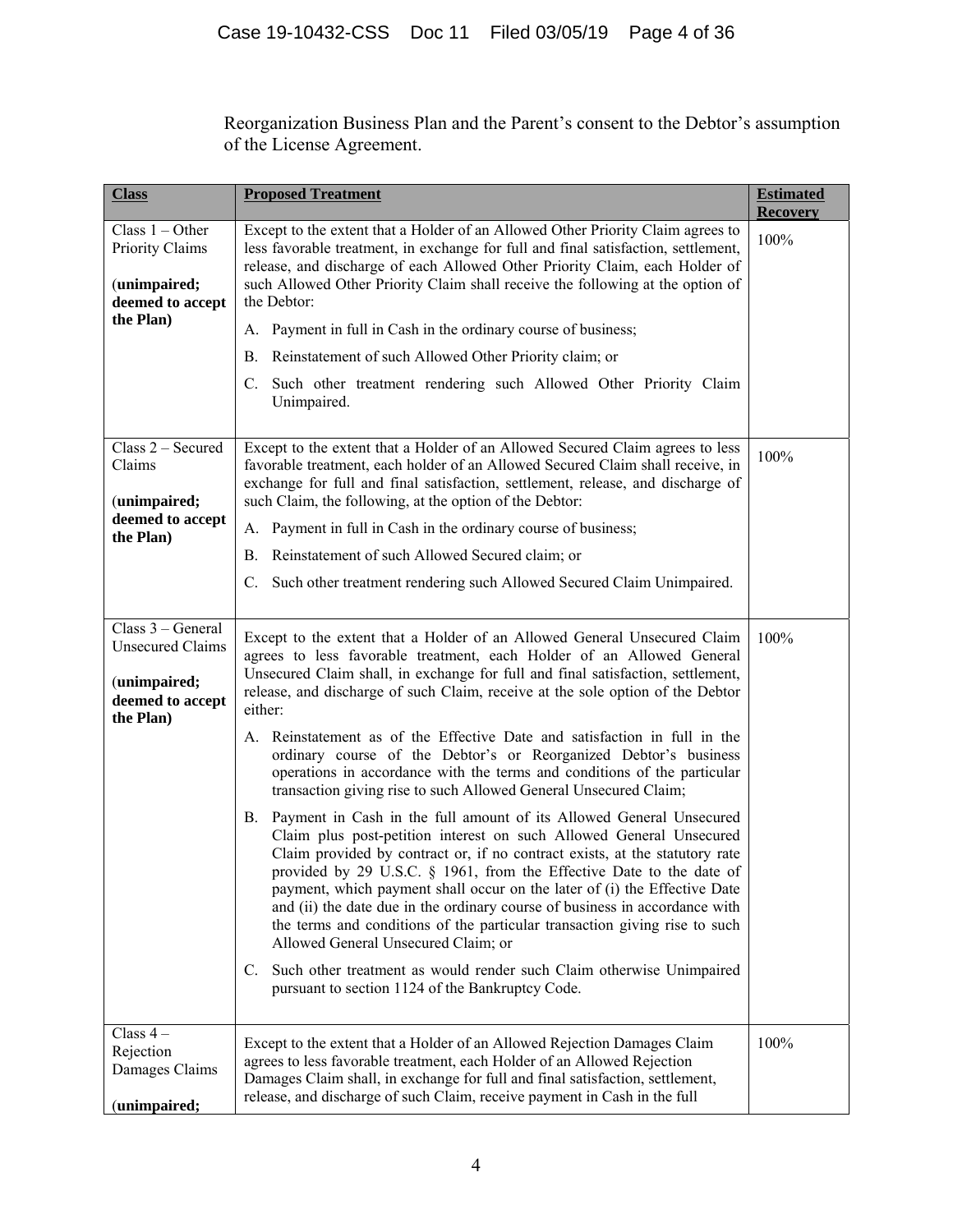Reorganization Business Plan and the Parent's consent to the Debtor's assumption of the License Agreement.

| **Class** | **Proposed Treatment** | **Estimated Recovery** |
| --- | --- | --- |
| Class 1 – Other Priority Claims<br><br>(**unimpaired; deemed to accept the Plan)** | Except to the extent that a Holder of an Allowed Other Priority Claim agrees to less favorable treatment, in exchange for full and final satisfaction, settlement, release, and discharge of each Allowed Other Priority Claim, each Holder of such Allowed Other Priority Claim shall receive the following at the option of the Debtor:<br><br>A. Payment in full in Cash in the ordinary course of business;<br><br>B. Reinstatement of such Allowed Other Priority claim; or<br><br>C. Such other treatment rendering such Allowed Other Priority Claim Unimpaired. | 100% |
| Class 2 – Secured Claims<br><br>(**unimpaired; deemed to accept the Plan)** | Except to the extent that a Holder of an Allowed Secured Claim agrees to less favorable treatment, each holder of an Allowed Secured Claim shall receive, in exchange for full and final satisfaction, settlement, release, and discharge of such Claim, the following, at the option of the Debtor:<br><br>A. Payment in full in Cash in the ordinary course of business;<br><br>B. Reinstatement of such Allowed Secured claim; or<br><br>C. Such other treatment rendering such Allowed Secured Claim Unimpaired. | 100% |
| Class 3 – General Unsecured Claims<br><br>(**unimpaired; deemed to accept the Plan)** | Except to the extent that a Holder of an Allowed General Unsecured Claim agrees to less favorable treatment, each Holder of an Allowed General Unsecured Claim shall, in exchange for full and final satisfaction, settlement, release, and discharge of such Claim, receive at the sole option of the Debtor either:<br><br>A. Reinstatement as of the Effective Date and satisfaction in full in the ordinary course of the Debtor's or Reorganized Debtor's business operations in accordance with the terms and conditions of the particular transaction giving rise to such Allowed General Unsecured Claim;<br><br>B. Payment in Cash in the full amount of its Allowed General Unsecured Claim plus post-petition interest on such Allowed General Unsecured Claim provided by contract or, if no contract exists, at the statutory rate provided by 29 U.S.C. § 1961, from the Effective Date to the date of payment, which payment shall occur on the later of (i) the Effective Date and (ii) the date due in the ordinary course of business in accordance with the terms and conditions of the particular transaction giving rise to such Allowed General Unsecured Claim; or<br><br>C. Such other treatment as would render such Claim otherwise Unimpaired pursuant to section 1124 of the Bankruptcy Code. | 100% |
| Class 4 – Rejection Damages Claims<br><br>(**unimpaired;** | Except to the extent that a Holder of an Allowed Rejection Damages Claim agrees to less favorable treatment, each Holder of an Allowed Rejection Damages Claim shall, in exchange for full and final satisfaction, settlement, release, and discharge of such Claim, receive payment in Cash in the full | 100% |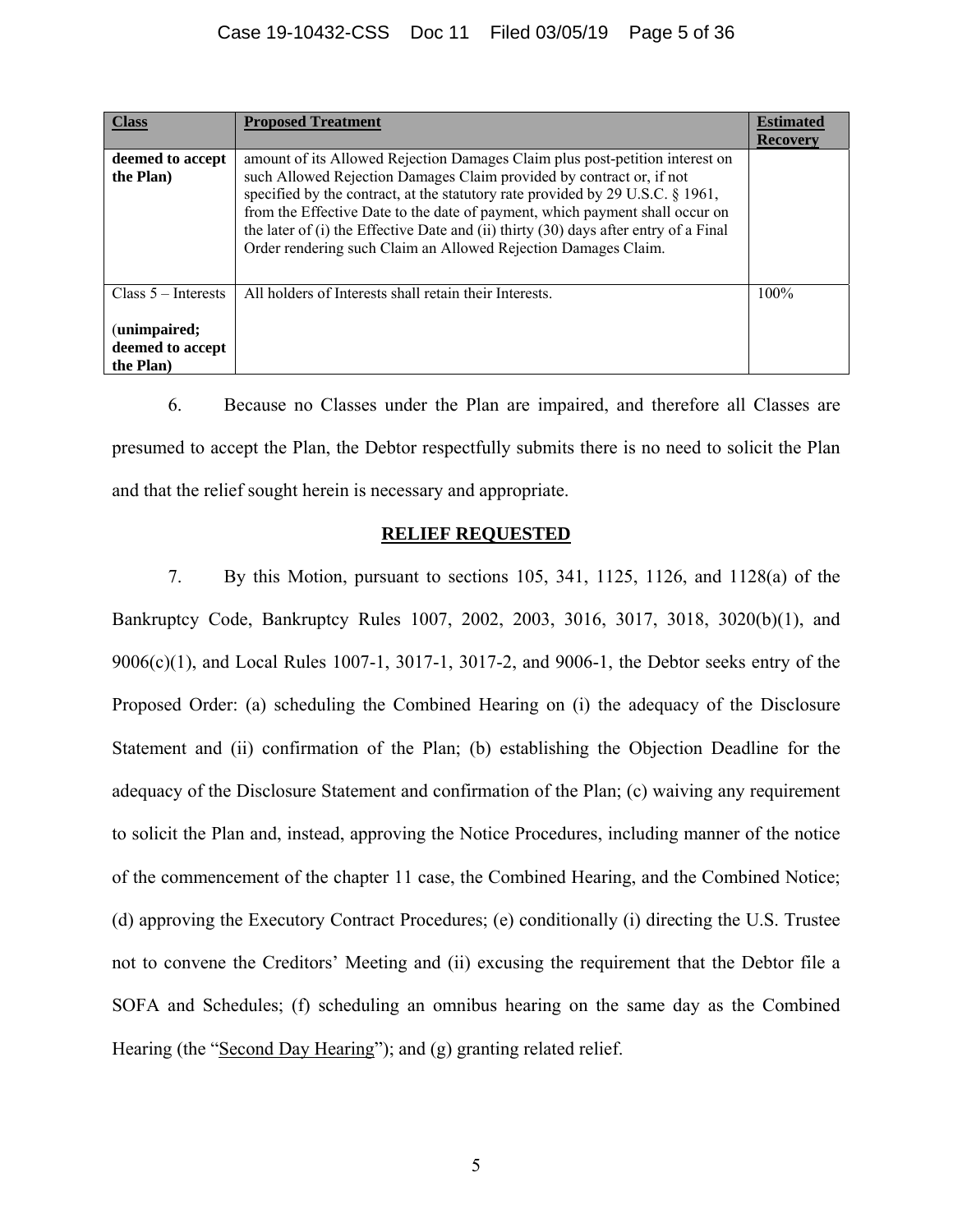| Class | Proposed Treatment | Estimated Recovery |
|---|---|---|
| **deemed to accept the Plan)** | amount of its Allowed Rejection Damages Claim plus post-petition interest on such Allowed Rejection Damages Claim provided by contract or, if not specified by the contract, at the statutory rate provided by 29 U.S.C. § 1961, from the Effective Date to the date of payment, which payment shall occur on the later of (i) the Effective Date and (ii) thirty (30) days after entry of a Final Order rendering such Claim an Allowed Rejection Damages Claim. | |
| Class 5 – Interests (**unimpaired; deemed to accept the Plan)** | All holders of Interests shall retain their Interests. | 100% |

6. Because no Classes under the Plan are impaired, and therefore all Classes are presumed to accept the Plan, the Debtor respectfully submits there is no need to solicit the Plan and that the relief sought herein is necessary and appropriate.

## RELIEF REQUESTED

7. By this Motion, pursuant to sections 105, 341, 1125, 1126, and 1128(a) of the Bankruptcy Code, Bankruptcy Rules 1007, 2002, 2003, 3016, 3017, 3018, 3020(b)(1), and 9006(c)(1), and Local Rules 1007-1, 3017-1, 3017-2, and 9006-1, the Debtor seeks entry of the Proposed Order: (a) scheduling the Combined Hearing on (i) the adequacy of the Disclosure Statement and (ii) confirmation of the Plan; (b) establishing the Objection Deadline for the adequacy of the Disclosure Statement and confirmation of the Plan; (c) waiving any requirement to solicit the Plan and, instead, approving the Notice Procedures, including manner of the notice of the commencement of the chapter 11 case, the Combined Hearing, and the Combined Notice; (d) approving the Executory Contract Procedures; (e) conditionally (i) directing the U.S. Trustee not to convene the Creditors' Meeting and (ii) excusing the requirement that the Debtor file a SOFA and Schedules; (f) scheduling an omnibus hearing on the same day as the Combined Hearing (the "Second Day Hearing"); and (g) granting related relief.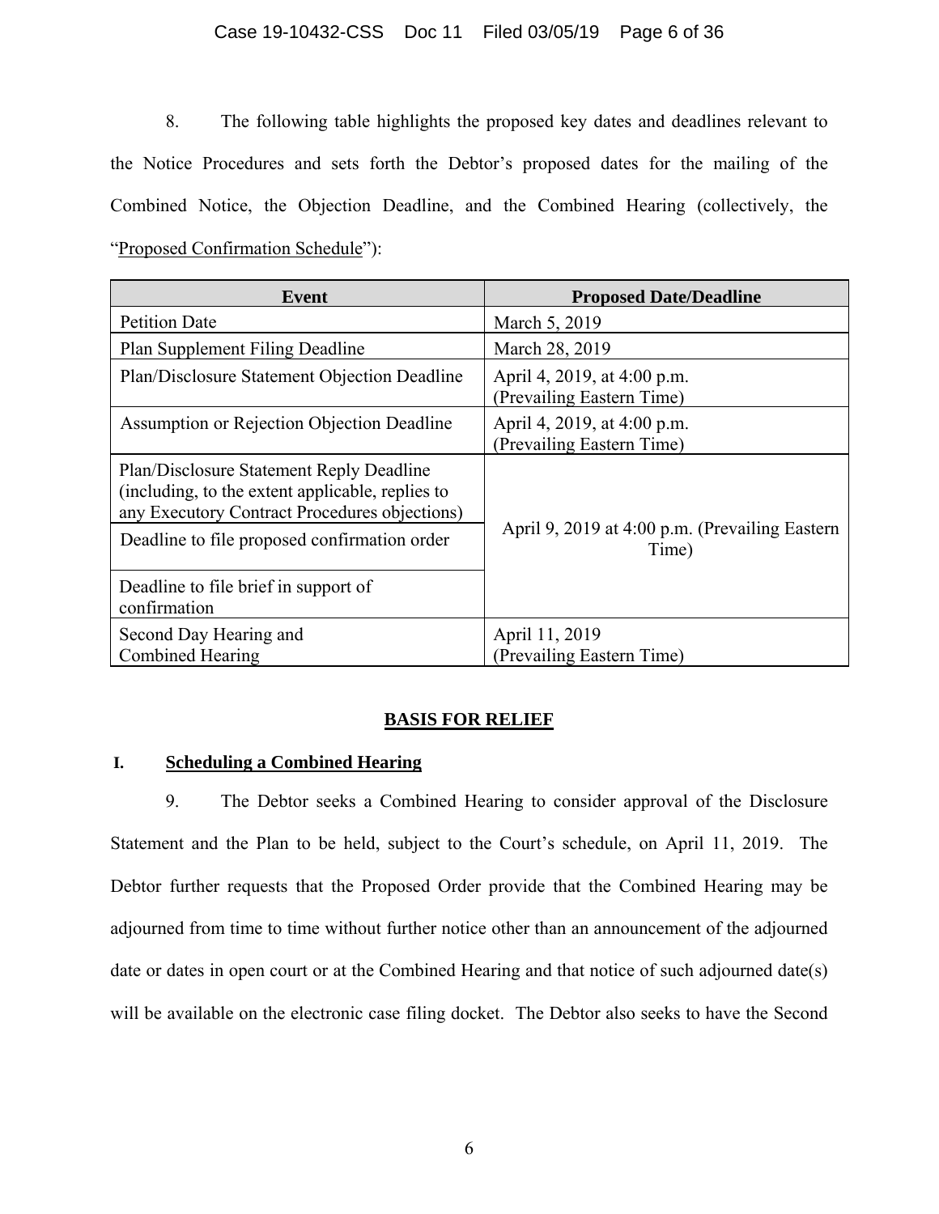8. The following table highlights the proposed key dates and deadlines relevant to the Notice Procedures and sets forth the Debtor's proposed dates for the mailing of the Combined Notice, the Objection Deadline, and the Combined Hearing (collectively, the "Proposed Confirmation Schedule"):

| Event | Proposed Date/Deadline |
|---|---|
| Petition Date | March 5, 2019 |
| Plan Supplement Filing Deadline | March 28, 2019 |
| Plan/Disclosure Statement Objection Deadline | April 4, 2019, at 4:00 p.m. (Prevailing Eastern Time) |
| Assumption or Rejection Objection Deadline | April 4, 2019, at 4:00 p.m. (Prevailing Eastern Time) |
| Plan/Disclosure Statement Reply Deadline (including, to the extent applicable, replies to any Executory Contract Procedures objections) | April 9, 2019 at 4:00 p.m. (Prevailing Eastern Time) |
| Deadline to file proposed confirmation order | |
| Deadline to file brief in support of confirmation | |
| Second Day Hearing and Combined Hearing | April 11, 2019 (Prevailing Eastern Time) |

## BASIS FOR RELIEF

### I. Scheduling a Combined Hearing

9. The Debtor seeks a Combined Hearing to consider approval of the Disclosure Statement and the Plan to be held, subject to the Court's schedule, on April 11, 2019. The Debtor further requests that the Proposed Order provide that the Combined Hearing may be adjourned from time to time without further notice other than an announcement of the adjourned date or dates in open court or at the Combined Hearing and that notice of such adjourned date(s) will be available on the electronic case filing docket. The Debtor also seeks to have the Second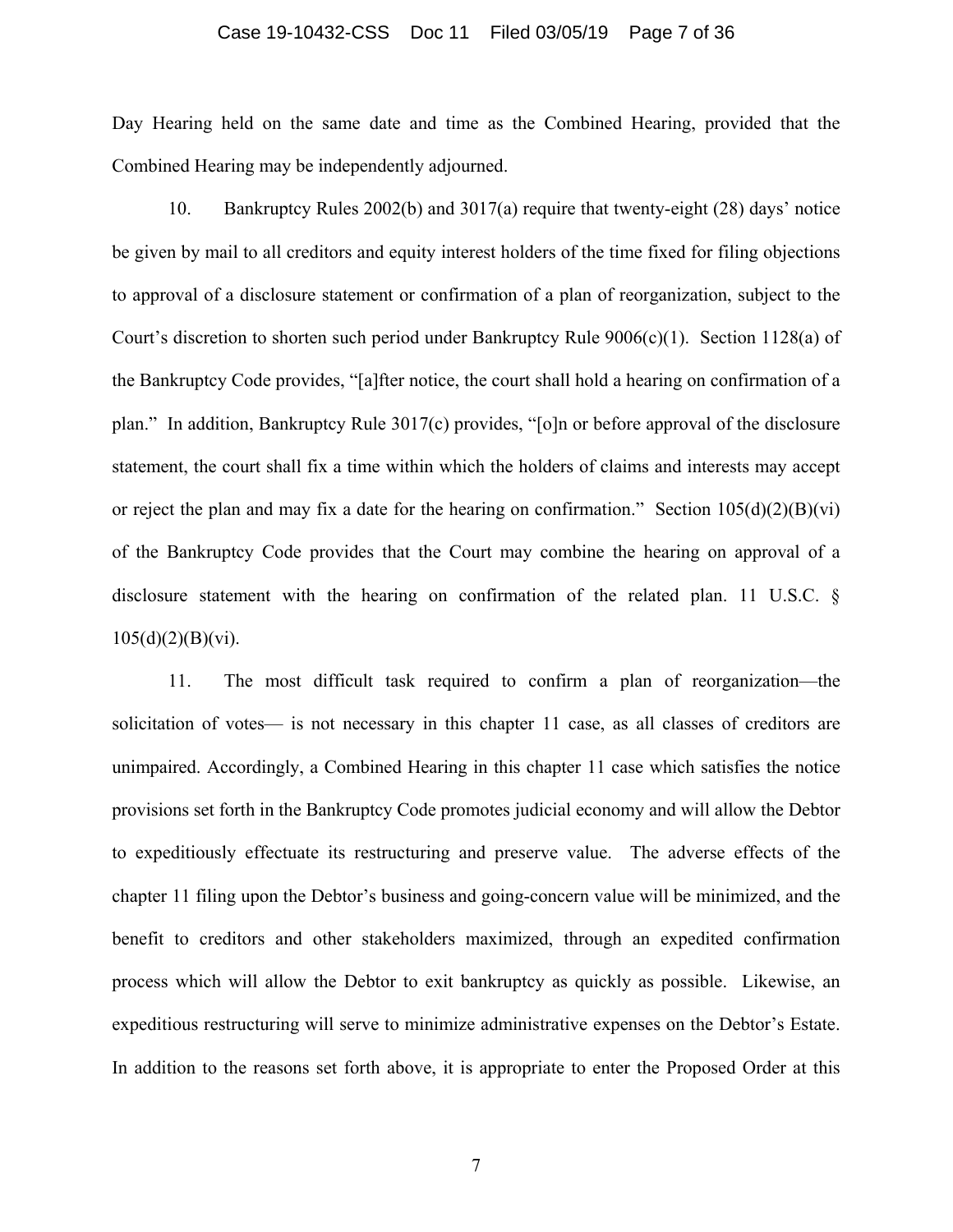Day Hearing held on the same date and time as the Combined Hearing, provided that the Combined Hearing may be independently adjourned.

10. Bankruptcy Rules 2002(b) and 3017(a) require that twenty-eight (28) days' notice be given by mail to all creditors and equity interest holders of the time fixed for filing objections to approval of a disclosure statement or confirmation of a plan of reorganization, subject to the Court's discretion to shorten such period under Bankruptcy Rule 9006(c)(1). Section 1128(a) of the Bankruptcy Code provides, "[a]fter notice, the court shall hold a hearing on confirmation of a plan." In addition, Bankruptcy Rule 3017(c) provides, "[o]n or before approval of the disclosure statement, the court shall fix a time within which the holders of claims and interests may accept or reject the plan and may fix a date for the hearing on confirmation." Section 105(d)(2)(B)(vi) of the Bankruptcy Code provides that the Court may combine the hearing on approval of a disclosure statement with the hearing on confirmation of the related plan. 11 U.S.C. § 105(d)(2)(B)(vi).

11. The most difficult task required to confirm a plan of reorganization—the solicitation of votes— is not necessary in this chapter 11 case, as all classes of creditors are unimpaired. Accordingly, a Combined Hearing in this chapter 11 case which satisfies the notice provisions set forth in the Bankruptcy Code promotes judicial economy and will allow the Debtor to expeditiously effectuate its restructuring and preserve value. The adverse effects of the chapter 11 filing upon the Debtor's business and going-concern value will be minimized, and the benefit to creditors and other stakeholders maximized, through an expedited confirmation process which will allow the Debtor to exit bankruptcy as quickly as possible. Likewise, an expeditious restructuring will serve to minimize administrative expenses on the Debtor's Estate. In addition to the reasons set forth above, it is appropriate to enter the Proposed Order at this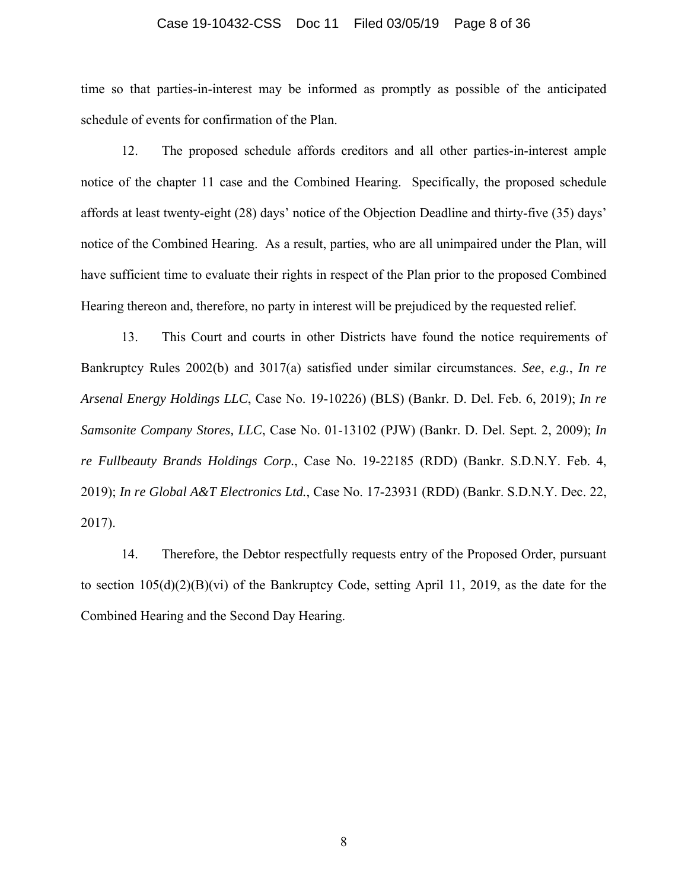time so that parties-in-interest may be informed as promptly as possible of the anticipated schedule of events for confirmation of the Plan.

12. The proposed schedule affords creditors and all other parties-in-interest ample notice of the chapter 11 case and the Combined Hearing. Specifically, the proposed schedule affords at least twenty-eight (28) days' notice of the Objection Deadline and thirty-five (35) days' notice of the Combined Hearing. As a result, parties, who are all unimpaired under the Plan, will have sufficient time to evaluate their rights in respect of the Plan prior to the proposed Combined Hearing thereon and, therefore, no party in interest will be prejudiced by the requested relief.

13. This Court and courts in other Districts have found the notice requirements of Bankruptcy Rules 2002(b) and 3017(a) satisfied under similar circumstances. ***See***, ***e.g.***, *In re Arsenal Energy Holdings LLC*, Case No. 19-10226) (BLS) (Bankr. D. Del. Feb. 6, 2019); *In re Samsonite Company Stores, LLC*, Case No. 01-13102 (PJW) (Bankr. D. Del. Sept. 2, 2009); *In re Fullbeauty Brands Holdings Corp.*, Case No. 19-22185 (RDD) (Bankr. S.D.N.Y. Feb. 4, 2019); *In re Global A&T Electronics Ltd.*, Case No. 17-23931 (RDD) (Bankr. S.D.N.Y. Dec. 22, 2017).

14. Therefore, the Debtor respectfully requests entry of the Proposed Order, pursuant to section 105(d)(2)(B)(vi) of the Bankruptcy Code, setting April 11, 2019, as the date for the Combined Hearing and the Second Day Hearing.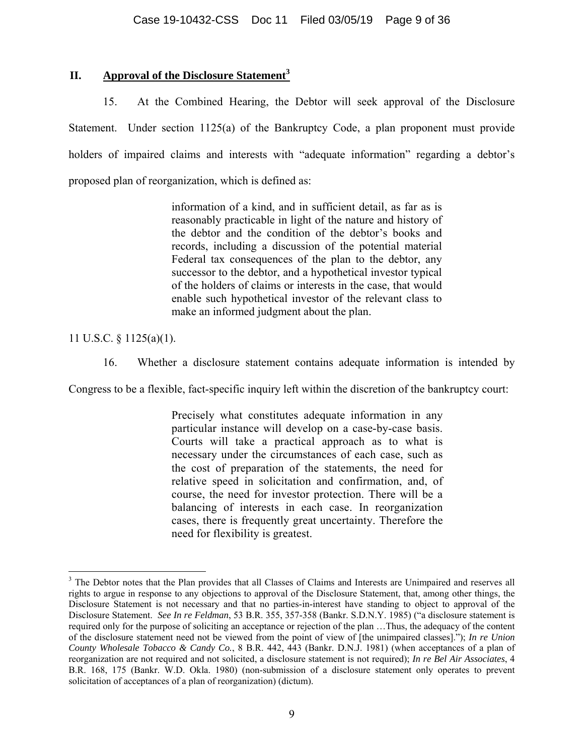## II. Approval of the Disclosure Statement[3]

15. At the Combined Hearing, the Debtor will seek approval of the Disclosure Statement. Under section 1125(a) of the Bankruptcy Code, a plan proponent must provide holders of impaired claims and interests with "adequate information" regarding a debtor's proposed plan of reorganization, which is defined as:

> information of a kind, and in sufficient detail, as far as is reasonably practicable in light of the nature and history of the debtor and the condition of the debtor's books and records, including a discussion of the potential material Federal tax consequences of the plan to the debtor, any successor to the debtor, and a hypothetical investor typical of the holders of claims or interests in the case, that would enable such hypothetical investor of the relevant class to make an informed judgment about the plan.

11 U.S.C. § 1125(a)(1).

16. Whether a disclosure statement contains adequate information is intended by Congress to be a flexible, fact-specific inquiry left within the discretion of the bankruptcy court:

> Precisely what constitutes adequate information in any particular instance will develop on a case-by-case basis. Courts will take a practical approach as to what is necessary under the circumstances of each case, such as the cost of preparation of the statements, the need for relative speed in solicitation and confirmation, and, of course, the need for investor protection. There will be a balancing of interests in each case. In reorganization cases, there is frequently great uncertainty. Therefore the need for flexibility is greatest.

---

[3] The Debtor notes that the Plan provides that all Classes of Claims and Interests are Unimpaired and reserves all rights to argue in response to any objections to approval of the Disclosure Statement, that, among other things, the Disclosure Statement is not necessary and that no parties-in-interest have standing to object to approval of the Disclosure Statement. *See In re Feldman*, 53 B.R. 355, 357-358 (Bankr. S.D.N.Y. 1985) ("a disclosure statement is required only for the purpose of soliciting an acceptance or rejection of the plan …Thus, the adequacy of the content of the disclosure statement need not be viewed from the point of view of [the unimpaired classes]."); *In re Union County Wholesale Tobacco & Candy Co.*, 8 B.R. 442, 443 (Bankr. D.N.J. 1981) (when acceptances of a plan of reorganization are not required and not solicited, a disclosure statement is not required); *In re Bel Air Associates*, 4 B.R. 168, 175 (Bankr. W.D. Okla. 1980) (non-submission of a disclosure statement only operates to prevent solicitation of acceptances of a plan of reorganization) (dictum).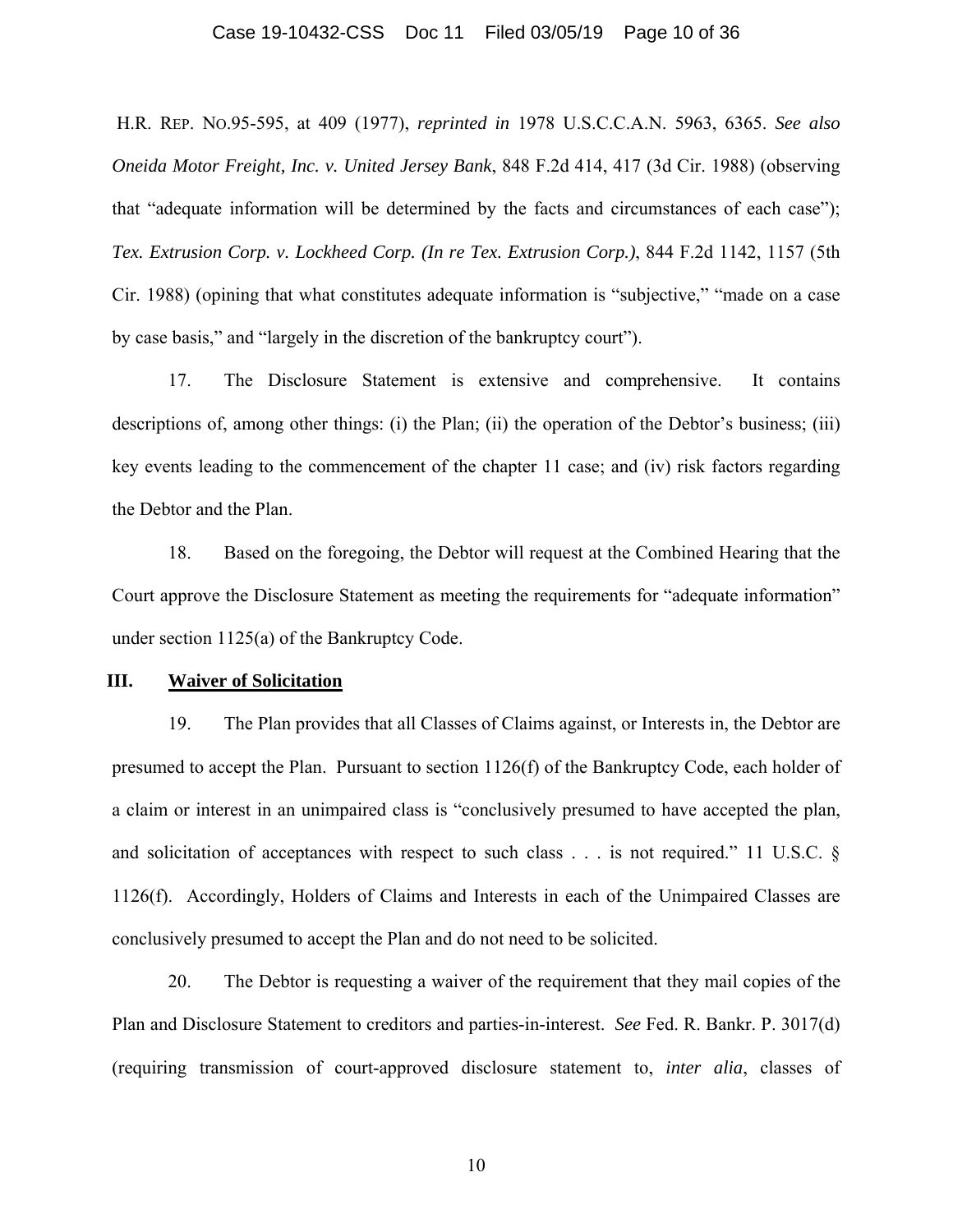H.R. REP. NO.95-595, at 409 (1977), *reprinted in* 1978 U.S.C.C.A.N. 5963, 6365. *See also Oneida Motor Freight, Inc. v. United Jersey Bank*, 848 F.2d 414, 417 (3d Cir. 1988) (observing that "adequate information will be determined by the facts and circumstances of each case"); *Tex. Extrusion Corp. v. Lockheed Corp. (In re Tex. Extrusion Corp.)*, 844 F.2d 1142, 1157 (5th Cir. 1988) (opining that what constitutes adequate information is "subjective," "made on a case by case basis," and "largely in the discretion of the bankruptcy court").

17. The Disclosure Statement is extensive and comprehensive. It contains descriptions of, among other things: (i) the Plan; (ii) the operation of the Debtor's business; (iii) key events leading to the commencement of the chapter 11 case; and (iv) risk factors regarding the Debtor and the Plan.

18. Based on the foregoing, the Debtor will request at the Combined Hearing that the Court approve the Disclosure Statement as meeting the requirements for "adequate information" under section 1125(a) of the Bankruptcy Code.

## III. <u>Waiver of Solicitation</u>

19. The Plan provides that all Classes of Claims against, or Interests in, the Debtor are presumed to accept the Plan. Pursuant to section 1126(f) of the Bankruptcy Code, each holder of a claim or interest in an unimpaired class is "conclusively presumed to have accepted the plan, and solicitation of acceptances with respect to such class . . . is not required." 11 U.S.C. § 1126(f). Accordingly, Holders of Claims and Interests in each of the Unimpaired Classes are conclusively presumed to accept the Plan and do not need to be solicited.

20. The Debtor is requesting a waiver of the requirement that they mail copies of the Plan and Disclosure Statement to creditors and parties-in-interest. *See* Fed. R. Bankr. P. 3017(d) (requiring transmission of court-approved disclosure statement to, *inter alia*, classes of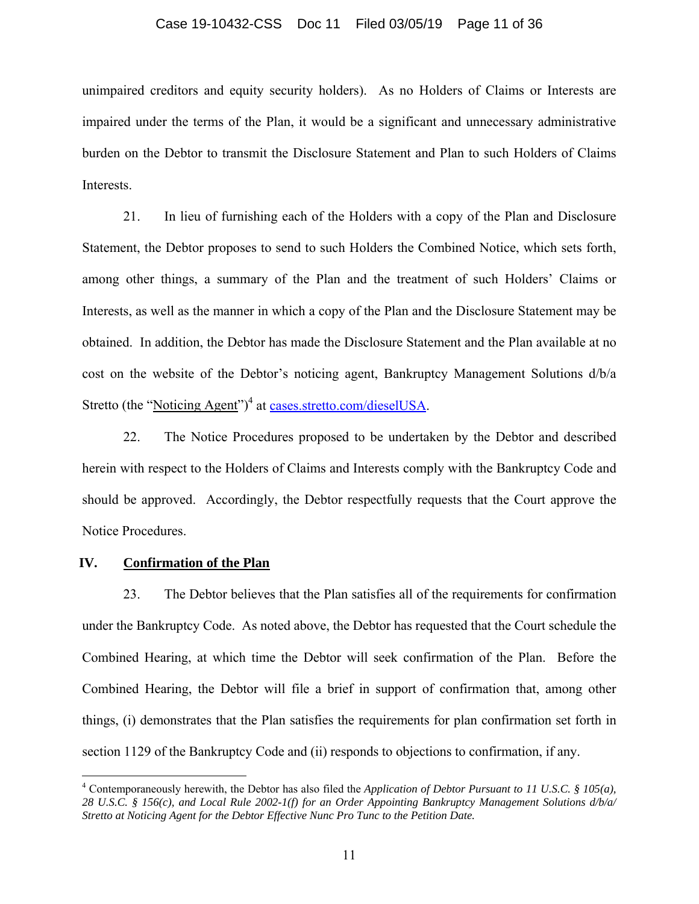unimpaired creditors and equity security holders). As no Holders of Claims or Interests are impaired under the terms of the Plan, it would be a significant and unnecessary administrative burden on the Debtor to transmit the Disclosure Statement and Plan to such Holders of Claims Interests.

21. In lieu of furnishing each of the Holders with a copy of the Plan and Disclosure Statement, the Debtor proposes to send to such Holders the Combined Notice, which sets forth, among other things, a summary of the Plan and the treatment of such Holders' Claims or Interests, as well as the manner in which a copy of the Plan and the Disclosure Statement may be obtained. In addition, the Debtor has made the Disclosure Statement and the Plan available at no cost on the website of the Debtor's noticing agent, Bankruptcy Management Solutions d/b/a Stretto (the "Noticing Agent")[4] at cases.stretto.com/dieselUSA.

22. The Notice Procedures proposed to be undertaken by the Debtor and described herein with respect to the Holders of Claims and Interests comply with the Bankruptcy Code and should be approved. Accordingly, the Debtor respectfully requests that the Court approve the Notice Procedures.

## IV. Confirmation of the Plan

23. The Debtor believes that the Plan satisfies all of the requirements for confirmation under the Bankruptcy Code. As noted above, the Debtor has requested that the Court schedule the Combined Hearing, at which time the Debtor will seek confirmation of the Plan. Before the Combined Hearing, the Debtor will file a brief in support of confirmation that, among other things, (i) demonstrates that the Plan satisfies the requirements for plan confirmation set forth in section 1129 of the Bankruptcy Code and (ii) responds to objections to confirmation, if any.

---

[4] Contemporaneously herewith, the Debtor has also filed the *Application of Debtor Pursuant to 11 U.S.C. § 105(a), 28 U.S.C. § 156(c), and Local Rule 2002-1(f) for an Order Appointing Bankruptcy Management Solutions d/b/a/ Stretto at Noticing Agent for the Debtor Effective Nunc Pro Tunc to the Petition Date.*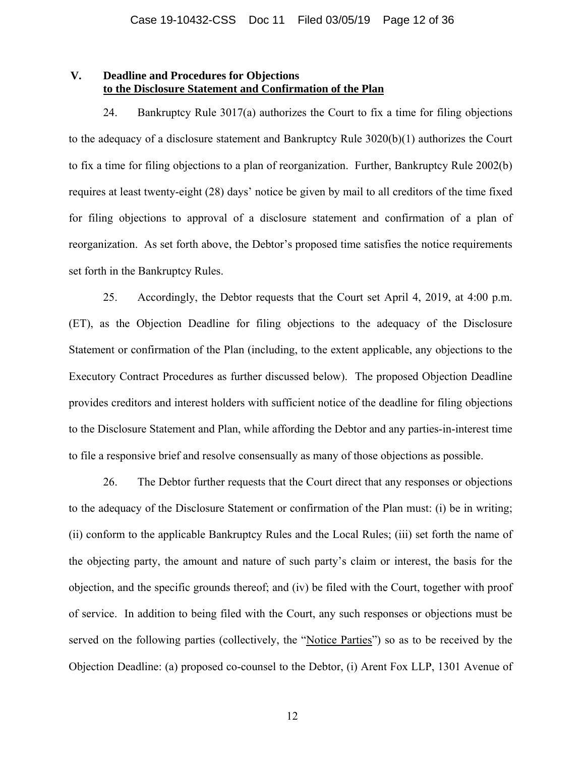## V. Deadline and Procedures for Objections to the Disclosure Statement and Confirmation of the Plan

24. Bankruptcy Rule 3017(a) authorizes the Court to fix a time for filing objections to the adequacy of a disclosure statement and Bankruptcy Rule 3020(b)(1) authorizes the Court to fix a time for filing objections to a plan of reorganization. Further, Bankruptcy Rule 2002(b) requires at least twenty-eight (28) days' notice be given by mail to all creditors of the time fixed for filing objections to approval of a disclosure statement and confirmation of a plan of reorganization. As set forth above, the Debtor's proposed time satisfies the notice requirements set forth in the Bankruptcy Rules.

25. Accordingly, the Debtor requests that the Court set April 4, 2019, at 4:00 p.m. (ET), as the Objection Deadline for filing objections to the adequacy of the Disclosure Statement or confirmation of the Plan (including, to the extent applicable, any objections to the Executory Contract Procedures as further discussed below). The proposed Objection Deadline provides creditors and interest holders with sufficient notice of the deadline for filing objections to the Disclosure Statement and Plan, while affording the Debtor and any parties-in-interest time to file a responsive brief and resolve consensually as many of those objections as possible.

26. The Debtor further requests that the Court direct that any responses or objections to the adequacy of the Disclosure Statement or confirmation of the Plan must: (i) be in writing; (ii) conform to the applicable Bankruptcy Rules and the Local Rules; (iii) set forth the name of the objecting party, the amount and nature of such party's claim or interest, the basis for the objection, and the specific grounds thereof; and (iv) be filed with the Court, together with proof of service. In addition to being filed with the Court, any such responses or objections must be served on the following parties (collectively, the "Notice Parties") so as to be received by the Objection Deadline: (a) proposed co-counsel to the Debtor, (i) Arent Fox LLP, 1301 Avenue of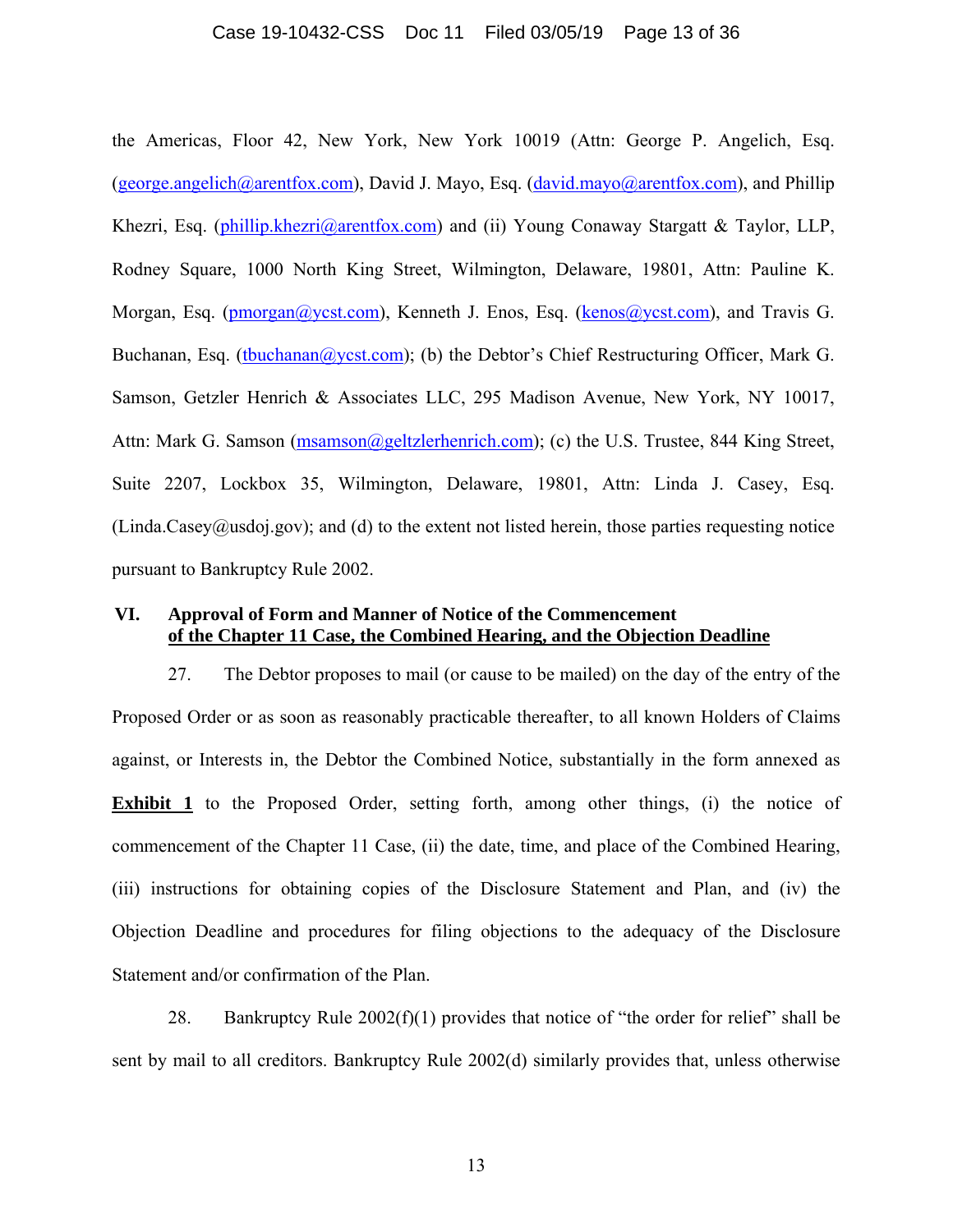the Americas, Floor 42, New York, New York 10019 (Attn: George P. Angelich, Esq. (george.angelich@arentfox.com), David J. Mayo, Esq. (david.mayo@arentfox.com), and Phillip Khezri, Esq. (phillip.khezri@arentfox.com) and (ii) Young Conaway Stargatt & Taylor, LLP, Rodney Square, 1000 North King Street, Wilmington, Delaware, 19801, Attn: Pauline K. Morgan, Esq. (pmorgan@ycst.com), Kenneth J. Enos, Esq. (kenos@ycst.com), and Travis G. Buchanan, Esq. (tbuchanan@ycst.com); (b) the Debtor's Chief Restructuring Officer, Mark G. Samson, Getzler Henrich & Associates LLC, 295 Madison Avenue, New York, NY 10017, Attn: Mark G. Samson (msamson@geltzlerhenrich.com); (c) the U.S. Trustee, 844 King Street, Suite 2207, Lockbox 35, Wilmington, Delaware, 19801, Attn: Linda J. Casey, Esq. (Linda.Casey@usdoj.gov); and (d) to the extent not listed herein, those parties requesting notice pursuant to Bankruptcy Rule 2002.

## VI. Approval of Form and Manner of Notice of the Commencement of the Chapter 11 Case, the Combined Hearing, and the Objection Deadline

27. The Debtor proposes to mail (or cause to be mailed) on the day of the entry of the Proposed Order or as soon as reasonably practicable thereafter, to all known Holders of Claims against, or Interests in, the Debtor the Combined Notice, substantially in the form annexed as **Exhibit 1** to the Proposed Order, setting forth, among other things, (i) the notice of commencement of the Chapter 11 Case, (ii) the date, time, and place of the Combined Hearing, (iii) instructions for obtaining copies of the Disclosure Statement and Plan, and (iv) the Objection Deadline and procedures for filing objections to the adequacy of the Disclosure Statement and/or confirmation of the Plan.

28. Bankruptcy Rule 2002(f)(1) provides that notice of "the order for relief" shall be sent by mail to all creditors. Bankruptcy Rule 2002(d) similarly provides that, unless otherwise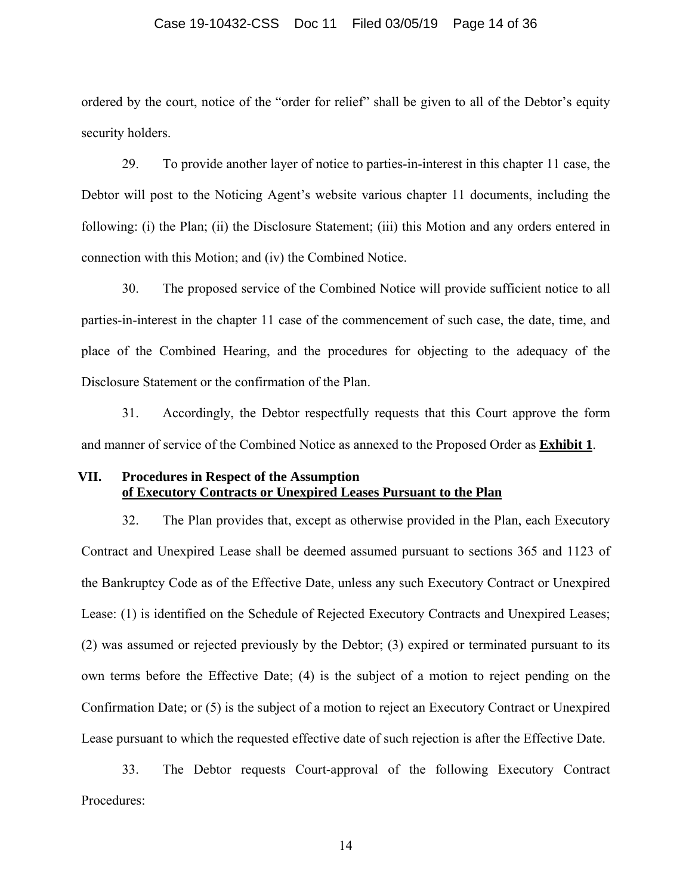ordered by the court, notice of the "order for relief" shall be given to all of the Debtor's equity security holders.

29. To provide another layer of notice to parties-in-interest in this chapter 11 case, the Debtor will post to the Noticing Agent's website various chapter 11 documents, including the following: (i) the Plan; (ii) the Disclosure Statement; (iii) this Motion and any orders entered in connection with this Motion; and (iv) the Combined Notice.

30. The proposed service of the Combined Notice will provide sufficient notice to all parties-in-interest in the chapter 11 case of the commencement of such case, the date, time, and place of the Combined Hearing, and the procedures for objecting to the adequacy of the Disclosure Statement or the confirmation of the Plan.

31. Accordingly, the Debtor respectfully requests that this Court approve the form and manner of service of the Combined Notice as annexed to the Proposed Order as **Exhibit 1**.

## VII. Procedures in Respect of the Assumption of Executory Contracts or Unexpired Leases Pursuant to the Plan

32. The Plan provides that, except as otherwise provided in the Plan, each Executory Contract and Unexpired Lease shall be deemed assumed pursuant to sections 365 and 1123 of the Bankruptcy Code as of the Effective Date, unless any such Executory Contract or Unexpired Lease: (1) is identified on the Schedule of Rejected Executory Contracts and Unexpired Leases; (2) was assumed or rejected previously by the Debtor; (3) expired or terminated pursuant to its own terms before the Effective Date; (4) is the subject of a motion to reject pending on the Confirmation Date; or (5) is the subject of a motion to reject an Executory Contract or Unexpired Lease pursuant to which the requested effective date of such rejection is after the Effective Date.

33. The Debtor requests Court-approval of the following Executory Contract Procedures: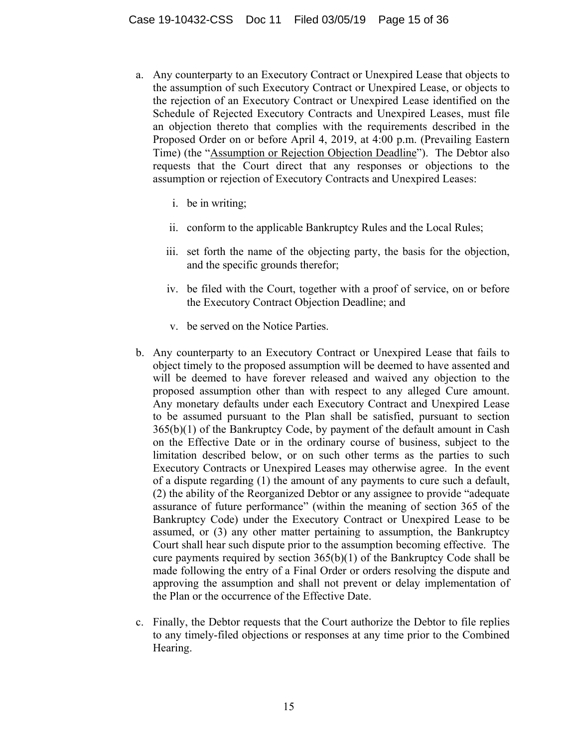a. Any counterparty to an Executory Contract or Unexpired Lease that objects to the assumption of such Executory Contract or Unexpired Lease, or objects to the rejection of an Executory Contract or Unexpired Lease identified on the Schedule of Rejected Executory Contracts and Unexpired Leases, must file an objection thereto that complies with the requirements described in the Proposed Order on or before April 4, 2019, at 4:00 p.m. (Prevailing Eastern Time) (the "Assumption or Rejection Objection Deadline"). The Debtor also requests that the Court direct that any responses or objections to the assumption or rejection of Executory Contracts and Unexpired Leases:

   i. be in writing;

   ii. conform to the applicable Bankruptcy Rules and the Local Rules;

   iii. set forth the name of the objecting party, the basis for the objection, and the specific grounds therefor;

   iv. be filed with the Court, together with a proof of service, on or before the Executory Contract Objection Deadline; and

   v. be served on the Notice Parties.

b. Any counterparty to an Executory Contract or Unexpired Lease that fails to object timely to the proposed assumption will be deemed to have assented and will be deemed to have forever released and waived any objection to the proposed assumption other than with respect to any alleged Cure amount. Any monetary defaults under each Executory Contract and Unexpired Lease to be assumed pursuant to the Plan shall be satisfied, pursuant to section 365(b)(1) of the Bankruptcy Code, by payment of the default amount in Cash on the Effective Date or in the ordinary course of business, subject to the limitation described below, or on such other terms as the parties to such Executory Contracts or Unexpired Leases may otherwise agree. In the event of a dispute regarding (1) the amount of any payments to cure such a default, (2) the ability of the Reorganized Debtor or any assignee to provide "adequate assurance of future performance" (within the meaning of section 365 of the Bankruptcy Code) under the Executory Contract or Unexpired Lease to be assumed, or (3) any other matter pertaining to assumption, the Bankruptcy Court shall hear such dispute prior to the assumption becoming effective. The cure payments required by section 365(b)(1) of the Bankruptcy Code shall be made following the entry of a Final Order or orders resolving the dispute and approving the assumption and shall not prevent or delay implementation of the Plan or the occurrence of the Effective Date.

c. Finally, the Debtor requests that the Court authorize the Debtor to file replies to any timely-filed objections or responses at any time prior to the Combined Hearing.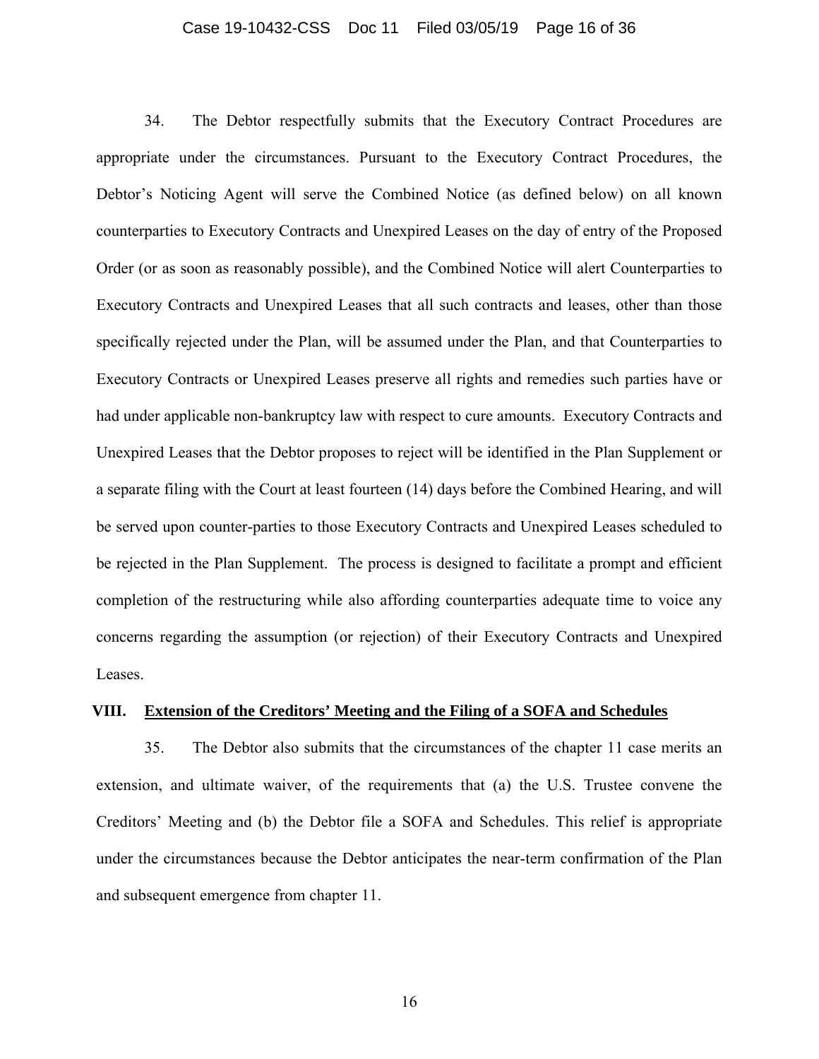34. The Debtor respectfully submits that the Executory Contract Procedures are appropriate under the circumstances. Pursuant to the Executory Contract Procedures, the Debtor's Noticing Agent will serve the Combined Notice (as defined below) on all known counterparties to Executory Contracts and Unexpired Leases on the day of entry of the Proposed Order (or as soon as reasonably possible), and the Combined Notice will alert Counterparties to Executory Contracts and Unexpired Leases that all such contracts and leases, other than those specifically rejected under the Plan, will be assumed under the Plan, and that Counterparties to Executory Contracts or Unexpired Leases preserve all rights and remedies such parties have or had under applicable non-bankruptcy law with respect to cure amounts. Executory Contracts and Unexpired Leases that the Debtor proposes to reject will be identified in the Plan Supplement or a separate filing with the Court at least fourteen (14) days before the Combined Hearing, and will be served upon counter-parties to those Executory Contracts and Unexpired Leases scheduled to be rejected in the Plan Supplement. The process is designed to facilitate a prompt and efficient completion of the restructuring while also affording counterparties adequate time to voice any concerns regarding the assumption (or rejection) of their Executory Contracts and Unexpired Leases.

## VIII. Extension of the Creditors' Meeting and the Filing of a SOFA and Schedules

35. The Debtor also submits that the circumstances of the chapter 11 case merits an extension, and ultimate waiver, of the requirements that (a) the U.S. Trustee convene the Creditors' Meeting and (b) the Debtor file a SOFA and Schedules. This relief is appropriate under the circumstances because the Debtor anticipates the near-term confirmation of the Plan and subsequent emergence from chapter 11.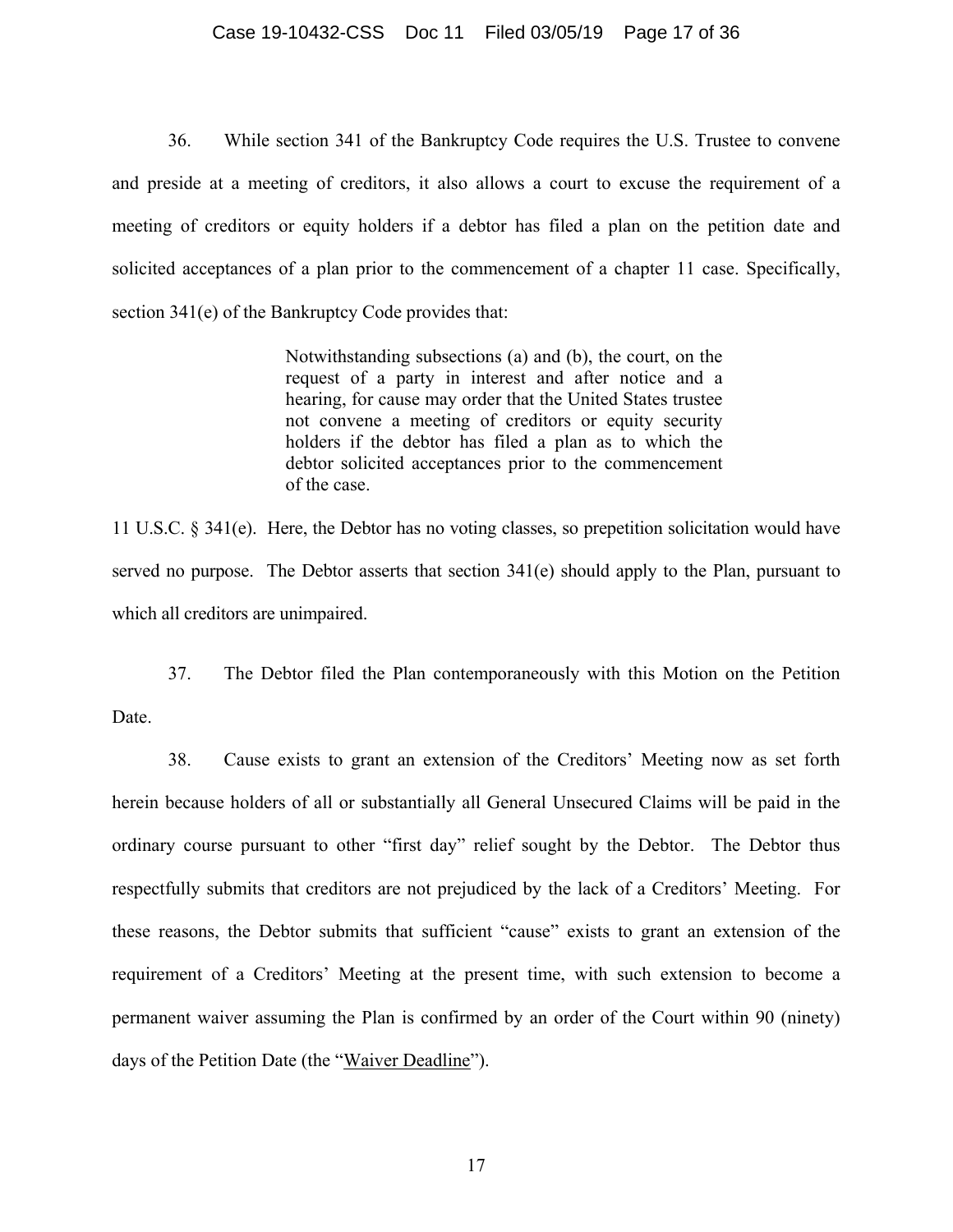36. While section 341 of the Bankruptcy Code requires the U.S. Trustee to convene and preside at a meeting of creditors, it also allows a court to excuse the requirement of a meeting of creditors or equity holders if a debtor has filed a plan on the petition date and solicited acceptances of a plan prior to the commencement of a chapter 11 case. Specifically, section 341(e) of the Bankruptcy Code provides that:

> Notwithstanding subsections (a) and (b), the court, on the request of a party in interest and after notice and a hearing, for cause may order that the United States trustee not convene a meeting of creditors or equity security holders if the debtor has filed a plan as to which the debtor solicited acceptances prior to the commencement of the case.

11 U.S.C. § 341(e). Here, the Debtor has no voting classes, so prepetition solicitation would have served no purpose. The Debtor asserts that section 341(e) should apply to the Plan, pursuant to which all creditors are unimpaired.

37. The Debtor filed the Plan contemporaneously with this Motion on the Petition Date.

38. Cause exists to grant an extension of the Creditors' Meeting now as set forth herein because holders of all or substantially all General Unsecured Claims will be paid in the ordinary course pursuant to other "first day" relief sought by the Debtor. The Debtor thus respectfully submits that creditors are not prejudiced by the lack of a Creditors' Meeting. For these reasons, the Debtor submits that sufficient "cause" exists to grant an extension of the requirement of a Creditors' Meeting at the present time, with such extension to become a permanent waiver assuming the Plan is confirmed by an order of the Court within 90 (ninety) days of the Petition Date (the "Waiver Deadline").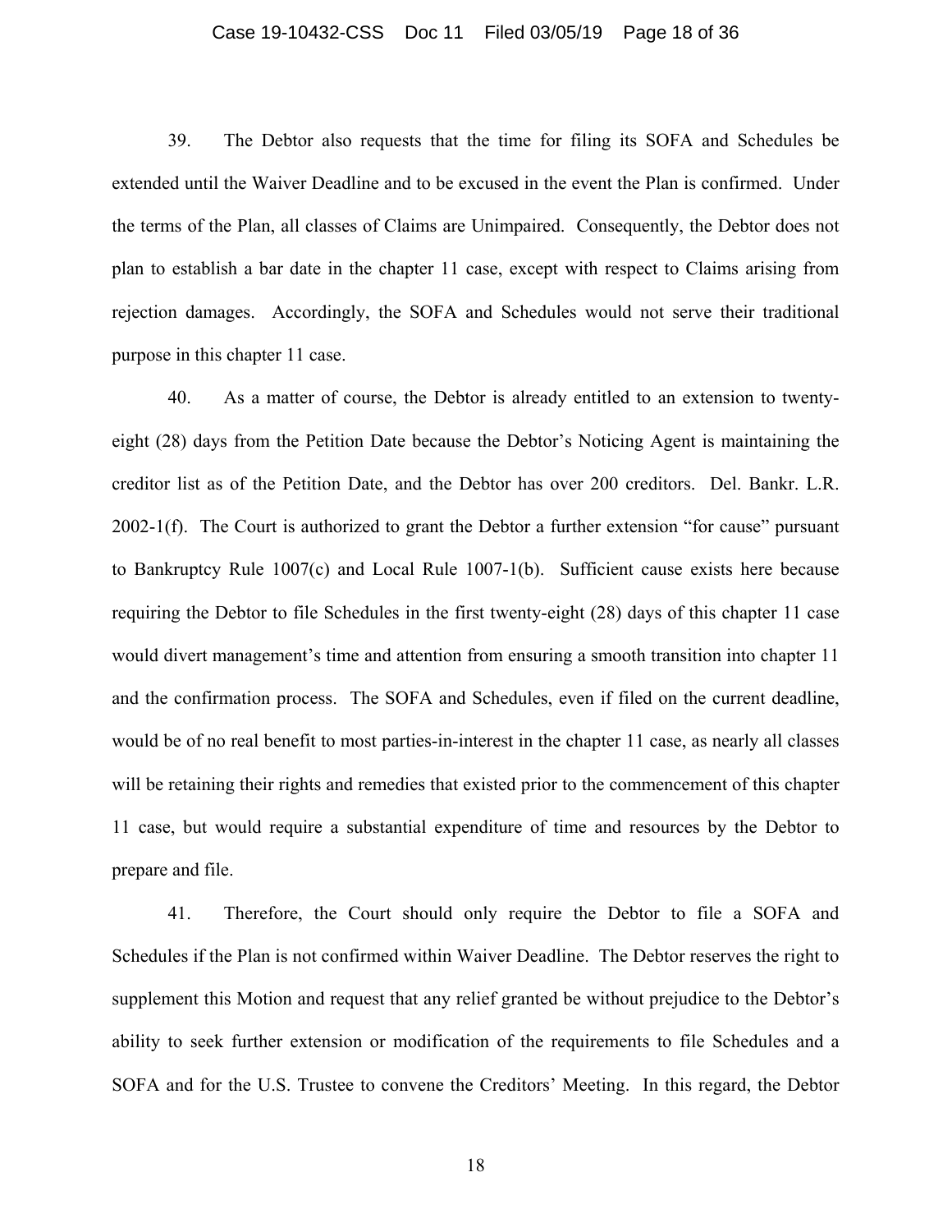39. The Debtor also requests that the time for filing its SOFA and Schedules be extended until the Waiver Deadline and to be excused in the event the Plan is confirmed. Under the terms of the Plan, all classes of Claims are Unimpaired. Consequently, the Debtor does not plan to establish a bar date in the chapter 11 case, except with respect to Claims arising from rejection damages. Accordingly, the SOFA and Schedules would not serve their traditional purpose in this chapter 11 case.

40. As a matter of course, the Debtor is already entitled to an extension to twenty-eight (28) days from the Petition Date because the Debtor's Noticing Agent is maintaining the creditor list as of the Petition Date, and the Debtor has over 200 creditors. Del. Bankr. L.R. 2002-1(f). The Court is authorized to grant the Debtor a further extension "for cause" pursuant to Bankruptcy Rule 1007(c) and Local Rule 1007-1(b). Sufficient cause exists here because requiring the Debtor to file Schedules in the first twenty-eight (28) days of this chapter 11 case would divert management's time and attention from ensuring a smooth transition into chapter 11 and the confirmation process. The SOFA and Schedules, even if filed on the current deadline, would be of no real benefit to most parties-in-interest in the chapter 11 case, as nearly all classes will be retaining their rights and remedies that existed prior to the commencement of this chapter 11 case, but would require a substantial expenditure of time and resources by the Debtor to prepare and file.

41. Therefore, the Court should only require the Debtor to file a SOFA and Schedules if the Plan is not confirmed within Waiver Deadline. The Debtor reserves the right to supplement this Motion and request that any relief granted be without prejudice to the Debtor's ability to seek further extension or modification of the requirements to file Schedules and a SOFA and for the U.S. Trustee to convene the Creditors' Meeting. In this regard, the Debtor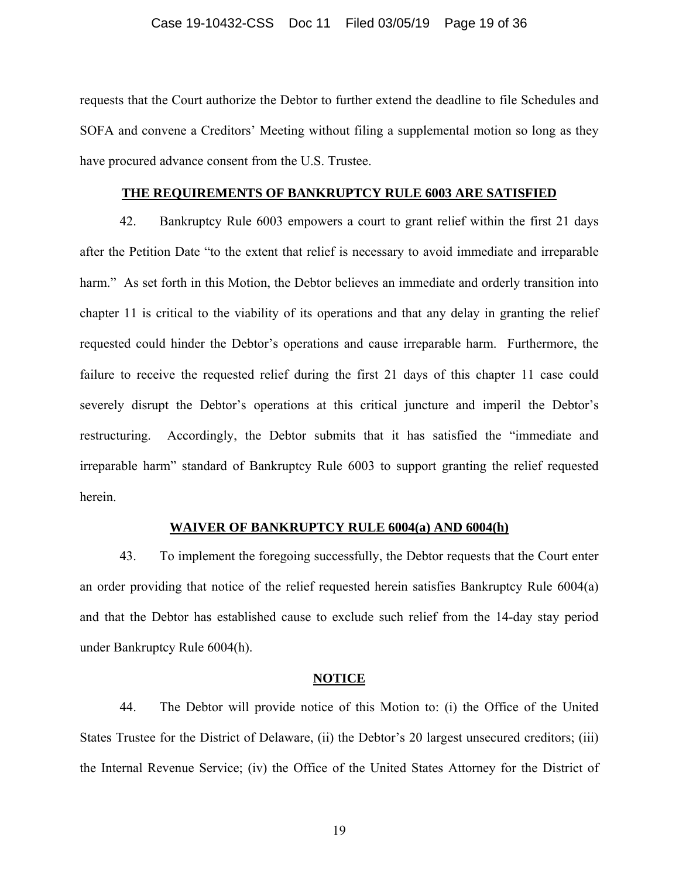requests that the Court authorize the Debtor to further extend the deadline to file Schedules and SOFA and convene a Creditors' Meeting without filing a supplemental motion so long as they have procured advance consent from the U.S. Trustee.

## THE REQUIREMENTS OF BANKRUPTCY RULE 6003 ARE SATISFIED

42. Bankruptcy Rule 6003 empowers a court to grant relief within the first 21 days after the Petition Date "to the extent that relief is necessary to avoid immediate and irreparable harm." As set forth in this Motion, the Debtor believes an immediate and orderly transition into chapter 11 is critical to the viability of its operations and that any delay in granting the relief requested could hinder the Debtor's operations and cause irreparable harm. Furthermore, the failure to receive the requested relief during the first 21 days of this chapter 11 case could severely disrupt the Debtor's operations at this critical juncture and imperil the Debtor's restructuring. Accordingly, the Debtor submits that it has satisfied the "immediate and irreparable harm" standard of Bankruptcy Rule 6003 to support granting the relief requested herein.

## WAIVER OF BANKRUPTCY RULE 6004(a) AND 6004(h)

43. To implement the foregoing successfully, the Debtor requests that the Court enter an order providing that notice of the relief requested herein satisfies Bankruptcy Rule 6004(a) and that the Debtor has established cause to exclude such relief from the 14-day stay period under Bankruptcy Rule 6004(h).

## NOTICE

44. The Debtor will provide notice of this Motion to: (i) the Office of the United States Trustee for the District of Delaware, (ii) the Debtor's 20 largest unsecured creditors; (iii) the Internal Revenue Service; (iv) the Office of the United States Attorney for the District of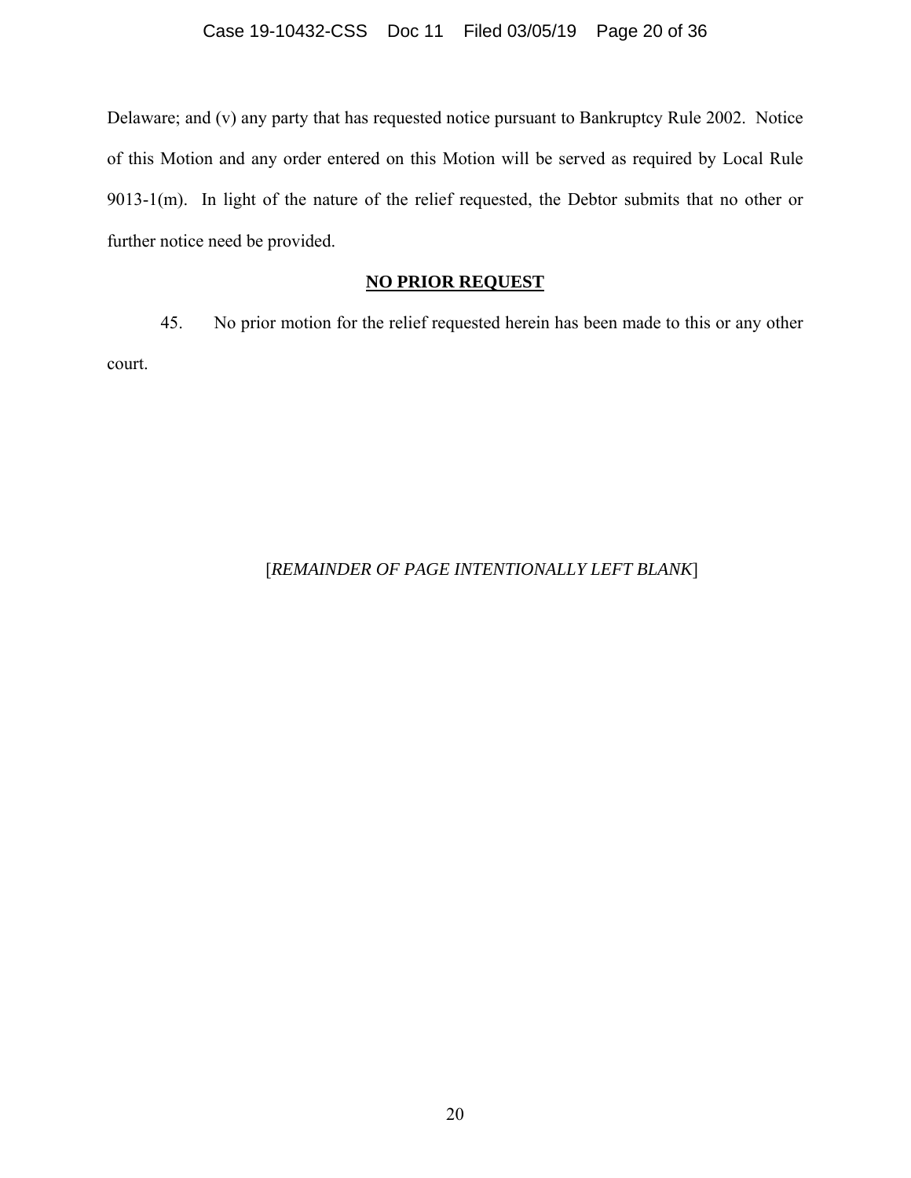Delaware; and (v) any party that has requested notice pursuant to Bankruptcy Rule 2002. Notice of this Motion and any order entered on this Motion will be served as required by Local Rule 9013-1(m). In light of the nature of the relief requested, the Debtor submits that no other or further notice need be provided.

## NO PRIOR REQUEST

45. No prior motion for the relief requested herein has been made to this or any other court.

[*REMAINDER OF PAGE INTENTIONALLY LEFT BLANK*]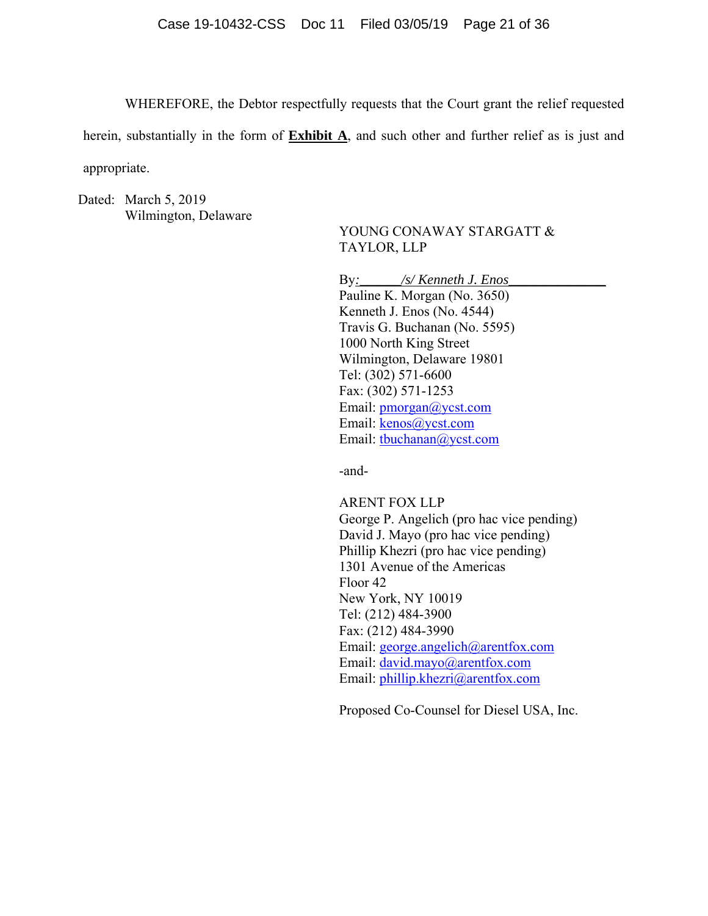WHEREFORE, the Debtor respectfully requests that the Court grant the relief requested herein, substantially in the form of **Exhibit A**, and such other and further relief as is just and appropriate.

Dated: March 5, 2019
Wilmington, Delaware

YOUNG CONAWAY STARGATT & TAYLOR, LLP

By: *<u>/s/ Kenneth J. Enos</u>*
Pauline K. Morgan (No. 3650)
Kenneth J. Enos (No. 4544)
Travis G. Buchanan (No. 5595)
1000 North King Street
Wilmington, Delaware 19801
Tel: (302) 571-6600
Fax: (302) 571-1253
Email: pmorgan@ycst.com
Email: kenos@ycst.com
Email: tbuchanan@ycst.com

-and-

ARENT FOX LLP
George P. Angelich (pro hac vice pending)
David J. Mayo (pro hac vice pending)
Phillip Khezri (pro hac vice pending)
1301 Avenue of the Americas
Floor 42
New York, NY 10019
Tel: (212) 484-3900
Fax: (212) 484-3990
Email: george.angelich@arentfox.com
Email: david.mayo@arentfox.com
Email: phillip.khezri@arentfox.com

Proposed Co-Counsel for Diesel USA, Inc.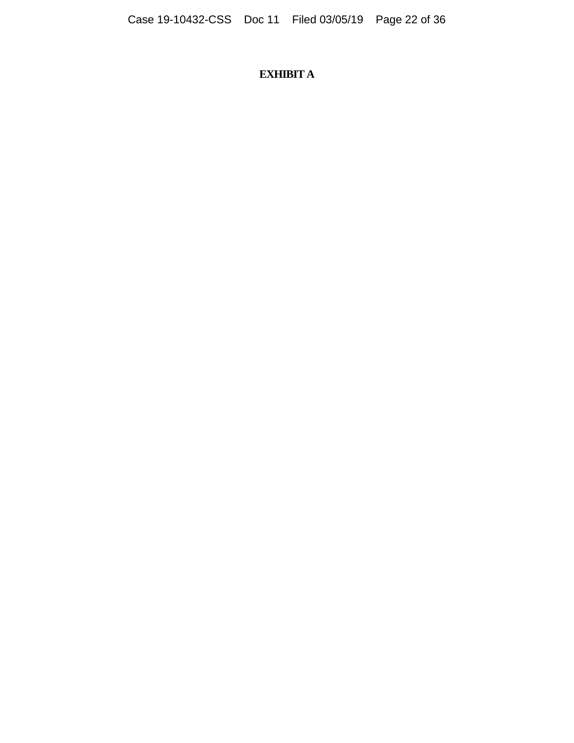**EXHIBIT A**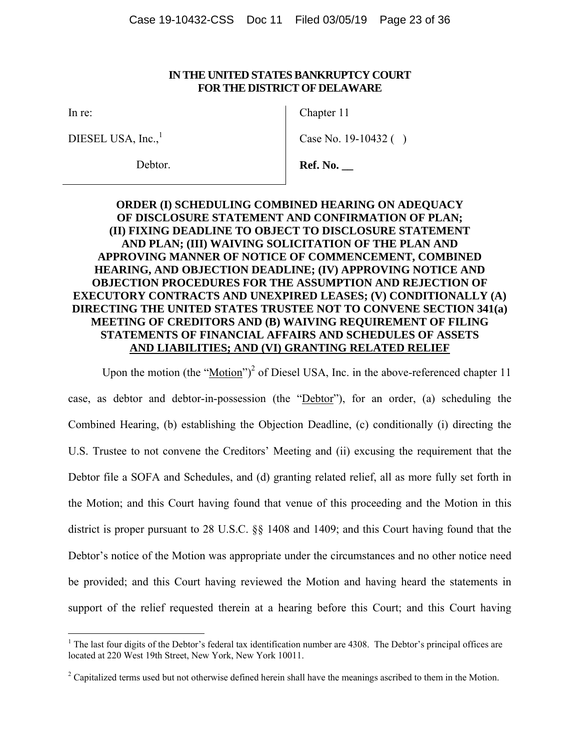**IN THE UNITED STATES BANKRUPTCY COURT**
**FOR THE DISTRICT OF DELAWARE**

| | |
|---|---|
| In re: | Chapter 11 |
| DIESEL USA, Inc.,[1] | Case No. 19-10432 ( ) |
| Debtor. | **Ref. No. __** |

**ORDER (I) SCHEDULING COMBINED HEARING ON ADEQUACY OF DISCLOSURE STATEMENT AND CONFIRMATION OF PLAN; (II) FIXING DEADLINE TO OBJECT TO DISCLOSURE STATEMENT AND PLAN; (III) WAIVING SOLICITATION OF THE PLAN AND APPROVING MANNER OF NOTICE OF COMMENCEMENT, COMBINED HEARING, AND OBJECTION DEADLINE; (IV) APPROVING NOTICE AND OBJECTION PROCEDURES FOR THE ASSUMPTION AND REJECTION OF EXECUTORY CONTRACTS AND UNEXPIRED LEASES; (V) CONDITIONALLY (A) DIRECTING THE UNITED STATES TRUSTEE NOT TO CONVENE SECTION 341(a) MEETING OF CREDITORS AND (B) WAIVING REQUIREMENT OF FILING STATEMENTS OF FINANCIAL AFFAIRS AND SCHEDULES OF ASSETS AND LIABILITIES; AND (VI) GRANTING RELATED RELIEF**

Upon the motion (the "Motion")[2] of Diesel USA, Inc. in the above-referenced chapter 11 case, as debtor and debtor-in-possession (the "Debtor"), for an order, (a) scheduling the Combined Hearing, (b) establishing the Objection Deadline, (c) conditionally (i) directing the U.S. Trustee to not convene the Creditors' Meeting and (ii) excusing the requirement that the Debtor file a SOFA and Schedules, and (d) granting related relief, all as more fully set forth in the Motion; and this Court having found that venue of this proceeding and the Motion in this district is proper pursuant to 28 U.S.C. §§ 1408 and 1409; and this Court having found that the Debtor's notice of the Motion was appropriate under the circumstances and no other notice need be provided; and this Court having reviewed the Motion and having heard the statements in support of the relief requested therein at a hearing before this Court; and this Court having

---

[1] The last four digits of the Debtor's federal tax identification number are 4308. The Debtor's principal offices are located at 220 West 19th Street, New York, New York 10011.

[2] Capitalized terms used but not otherwise defined herein shall have the meanings ascribed to them in the Motion.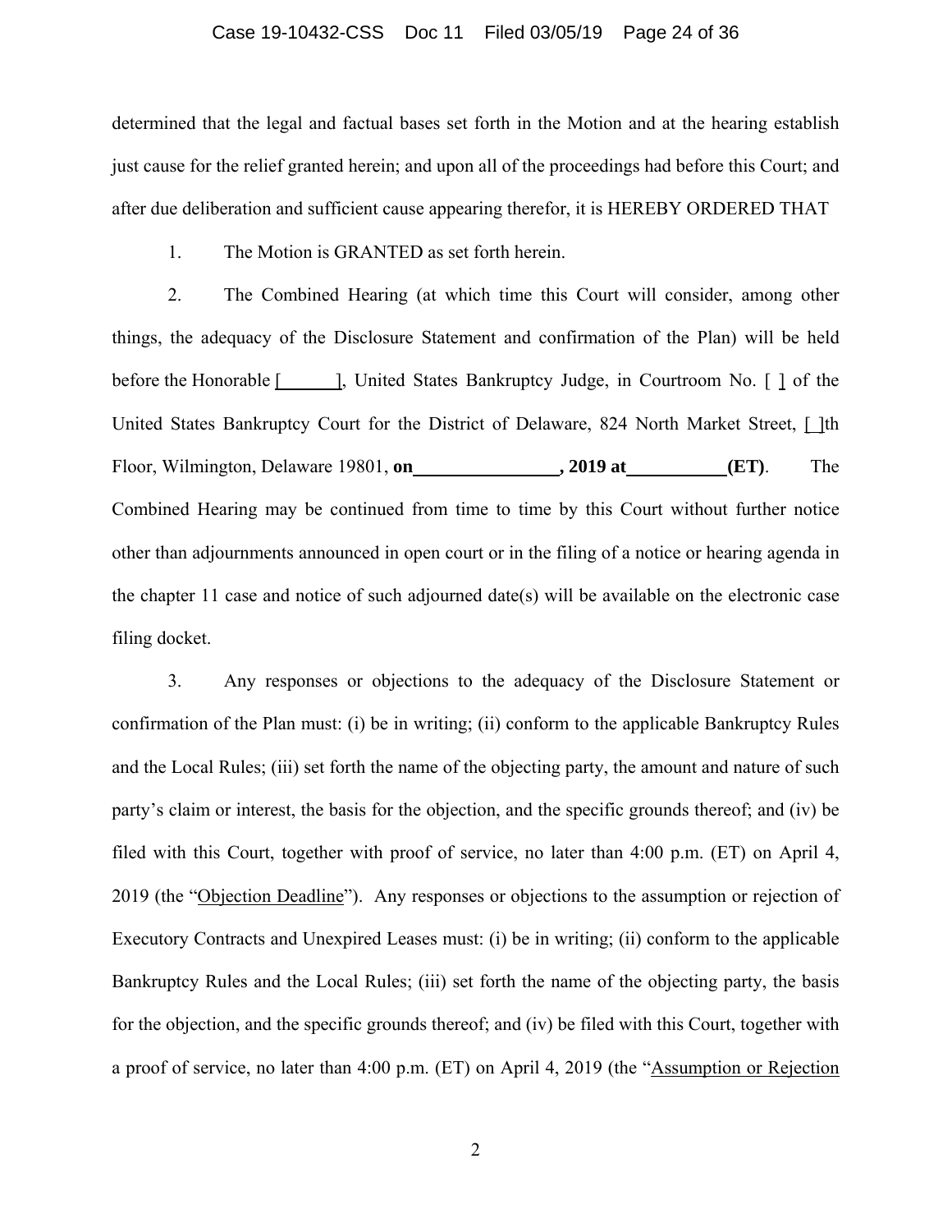determined that the legal and factual bases set forth in the Motion and at the hearing establish just cause for the relief granted herein; and upon all of the proceedings had before this Court; and after due deliberation and sufficient cause appearing therefor, it is HEREBY ORDERED THAT

1. The Motion is GRANTED as set forth herein.

2. The Combined Hearing (at which time this Court will consider, among other things, the adequacy of the Disclosure Statement and confirmation of the Plan) will be held before the Honorable [______], United States Bankruptcy Judge, in Courtroom No. [ ] of the United States Bankruptcy Court for the District of Delaware, 824 North Market Street, [ ]th Floor, Wilmington, Delaware 19801, **on ________________, 2019 at __________ (ET)**. The Combined Hearing may be continued from time to time by this Court without further notice other than adjournments announced in open court or in the filing of a notice or hearing agenda in the chapter 11 case and notice of such adjourned date(s) will be available on the electronic case filing docket.

3. Any responses or objections to the adequacy of the Disclosure Statement or confirmation of the Plan must: (i) be in writing; (ii) conform to the applicable Bankruptcy Rules and the Local Rules; (iii) set forth the name of the objecting party, the amount and nature of such party's claim or interest, the basis for the objection, and the specific grounds thereof; and (iv) be filed with this Court, together with proof of service, no later than 4:00 p.m. (ET) on April 4, 2019 (the "Objection Deadline"). Any responses or objections to the assumption or rejection of Executory Contracts and Unexpired Leases must: (i) be in writing; (ii) conform to the applicable Bankruptcy Rules and the Local Rules; (iii) set forth the name of the objecting party, the basis for the objection, and the specific grounds thereof; and (iv) be filed with this Court, together with a proof of service, no later than 4:00 p.m. (ET) on April 4, 2019 (the "Assumption or Rejection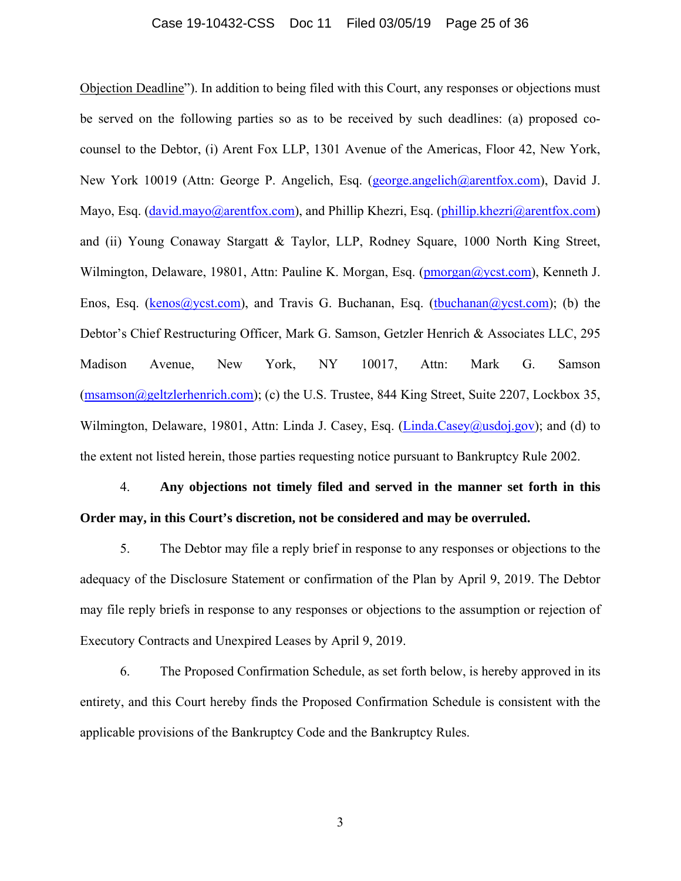Objection Deadline”). In addition to being filed with this Court, any responses or objections must be served on the following parties so as to be received by such deadlines: (a) proposed co-counsel to the Debtor, (i) Arent Fox LLP, 1301 Avenue of the Americas, Floor 42, New York, New York 10019 (Attn: George P. Angelich, Esq. (george.angelich@arentfox.com), David J. Mayo, Esq. (david.mayo@arentfox.com), and Phillip Khezri, Esq. (phillip.khezri@arentfox.com) and (ii) Young Conaway Stargatt & Taylor, LLP, Rodney Square, 1000 North King Street, Wilmington, Delaware, 19801, Attn: Pauline K. Morgan, Esq. (pmorgan@ycst.com), Kenneth J. Enos, Esq. (kenos@ycst.com), and Travis G. Buchanan, Esq. (tbuchanan@ycst.com); (b) the Debtor’s Chief Restructuring Officer, Mark G. Samson, Getzler Henrich & Associates LLC, 295 Madison Avenue, New York, NY 10017, Attn: Mark G. Samson (msamson@geltzlerhenrich.com); (c) the U.S. Trustee, 844 King Street, Suite 2207, Lockbox 35, Wilmington, Delaware, 19801, Attn: Linda J. Casey, Esq. (Linda.Casey@usdoj.gov); and (d) to the extent not listed herein, those parties requesting notice pursuant to Bankruptcy Rule 2002.

4. **Any objections not timely filed and served in the manner set forth in this Order may, in this Court’s discretion, not be considered and may be overruled.**

5. The Debtor may file a reply brief in response to any responses or objections to the adequacy of the Disclosure Statement or confirmation of the Plan by April 9, 2019. The Debtor may file reply briefs in response to any responses or objections to the assumption or rejection of Executory Contracts and Unexpired Leases by April 9, 2019.

6. The Proposed Confirmation Schedule, as set forth below, is hereby approved in its entirety, and this Court hereby finds the Proposed Confirmation Schedule is consistent with the applicable provisions of the Bankruptcy Code and the Bankruptcy Rules.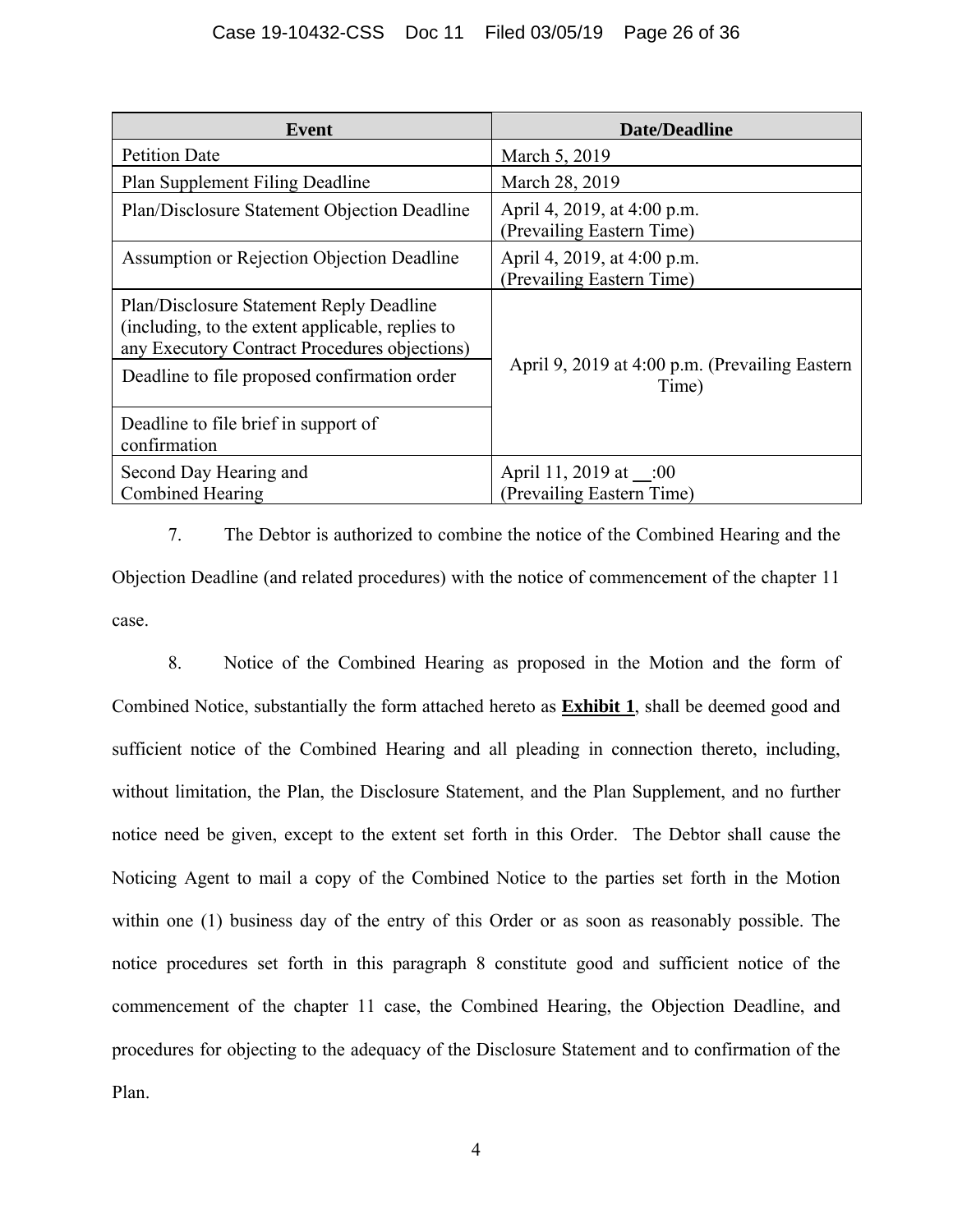| Event | Date/Deadline |
| --- | --- |
| Petition Date | March 5, 2019 |
| Plan Supplement Filing Deadline | March 28, 2019 |
| Plan/Disclosure Statement Objection Deadline | April 4, 2019, at 4:00 p.m. (Prevailing Eastern Time) |
| Assumption or Rejection Objection Deadline | April 4, 2019, at 4:00 p.m. (Prevailing Eastern Time) |
| Plan/Disclosure Statement Reply Deadline (including, to the extent applicable, replies to any Executory Contract Procedures objections) | April 9, 2019 at 4:00 p.m. (Prevailing Eastern Time) |
| Deadline to file proposed confirmation order | |
| Deadline to file brief in support of confirmation | |
| Second Day Hearing and Combined Hearing | April 11, 2019 at __:00 (Prevailing Eastern Time) |

7. The Debtor is authorized to combine the notice of the Combined Hearing and the Objection Deadline (and related procedures) with the notice of commencement of the chapter 11 case.

8. Notice of the Combined Hearing as proposed in the Motion and the form of Combined Notice, substantially the form attached hereto as **Exhibit 1**, shall be deemed good and sufficient notice of the Combined Hearing and all pleading in connection thereto, including, without limitation, the Plan, the Disclosure Statement, and the Plan Supplement, and no further notice need be given, except to the extent set forth in this Order. The Debtor shall cause the Noticing Agent to mail a copy of the Combined Notice to the parties set forth in the Motion within one (1) business day of the entry of this Order or as soon as reasonably possible. The notice procedures set forth in this paragraph 8 constitute good and sufficient notice of the commencement of the chapter 11 case, the Combined Hearing, the Objection Deadline, and procedures for objecting to the adequacy of the Disclosure Statement and to confirmation of the Plan.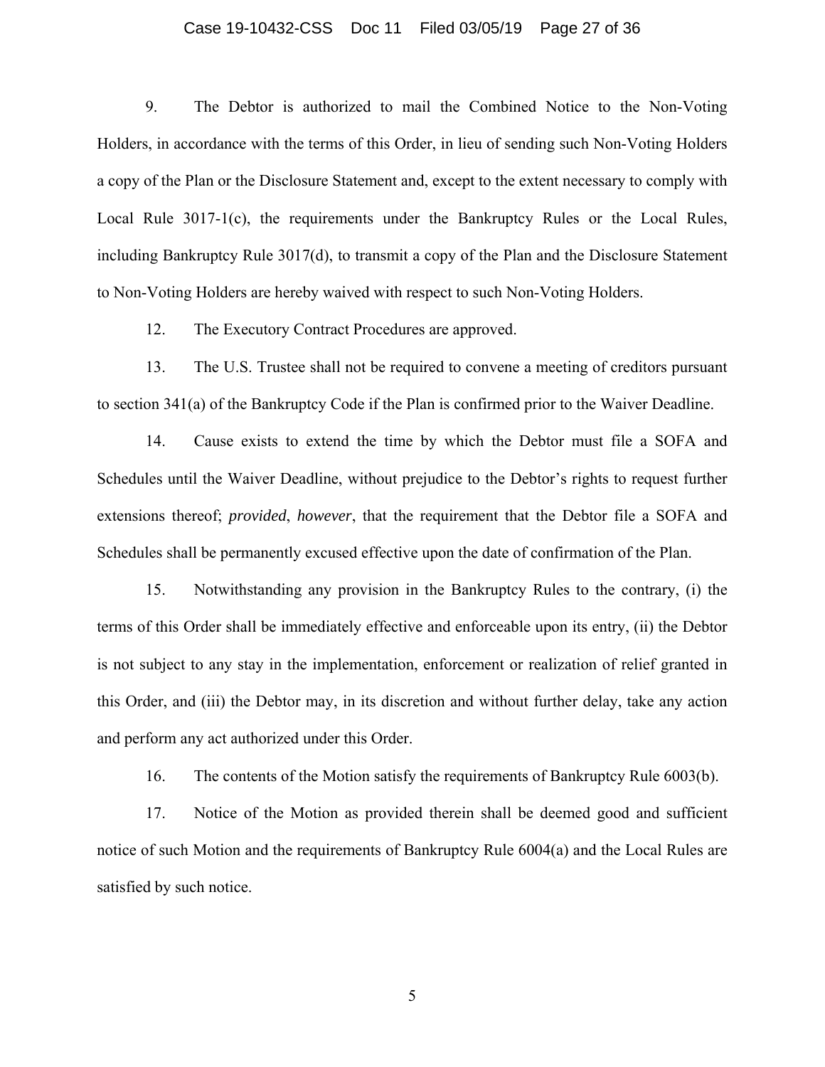9. The Debtor is authorized to mail the Combined Notice to the Non-Voting Holders, in accordance with the terms of this Order, in lieu of sending such Non-Voting Holders a copy of the Plan or the Disclosure Statement and, except to the extent necessary to comply with Local Rule 3017-1(c), the requirements under the Bankruptcy Rules or the Local Rules, including Bankruptcy Rule 3017(d), to transmit a copy of the Plan and the Disclosure Statement to Non-Voting Holders are hereby waived with respect to such Non-Voting Holders.

12. The Executory Contract Procedures are approved.

13. The U.S. Trustee shall not be required to convene a meeting of creditors pursuant to section 341(a) of the Bankruptcy Code if the Plan is confirmed prior to the Waiver Deadline.

14. Cause exists to extend the time by which the Debtor must file a SOFA and Schedules until the Waiver Deadline, without prejudice to the Debtor's rights to request further extensions thereof; *provided*, *however*, that the requirement that the Debtor file a SOFA and Schedules shall be permanently excused effective upon the date of confirmation of the Plan.

15. Notwithstanding any provision in the Bankruptcy Rules to the contrary, (i) the terms of this Order shall be immediately effective and enforceable upon its entry, (ii) the Debtor is not subject to any stay in the implementation, enforcement or realization of relief granted in this Order, and (iii) the Debtor may, in its discretion and without further delay, take any action and perform any act authorized under this Order.

16. The contents of the Motion satisfy the requirements of Bankruptcy Rule 6003(b).

17. Notice of the Motion as provided therein shall be deemed good and sufficient notice of such Motion and the requirements of Bankruptcy Rule 6004(a) and the Local Rules are satisfied by such notice.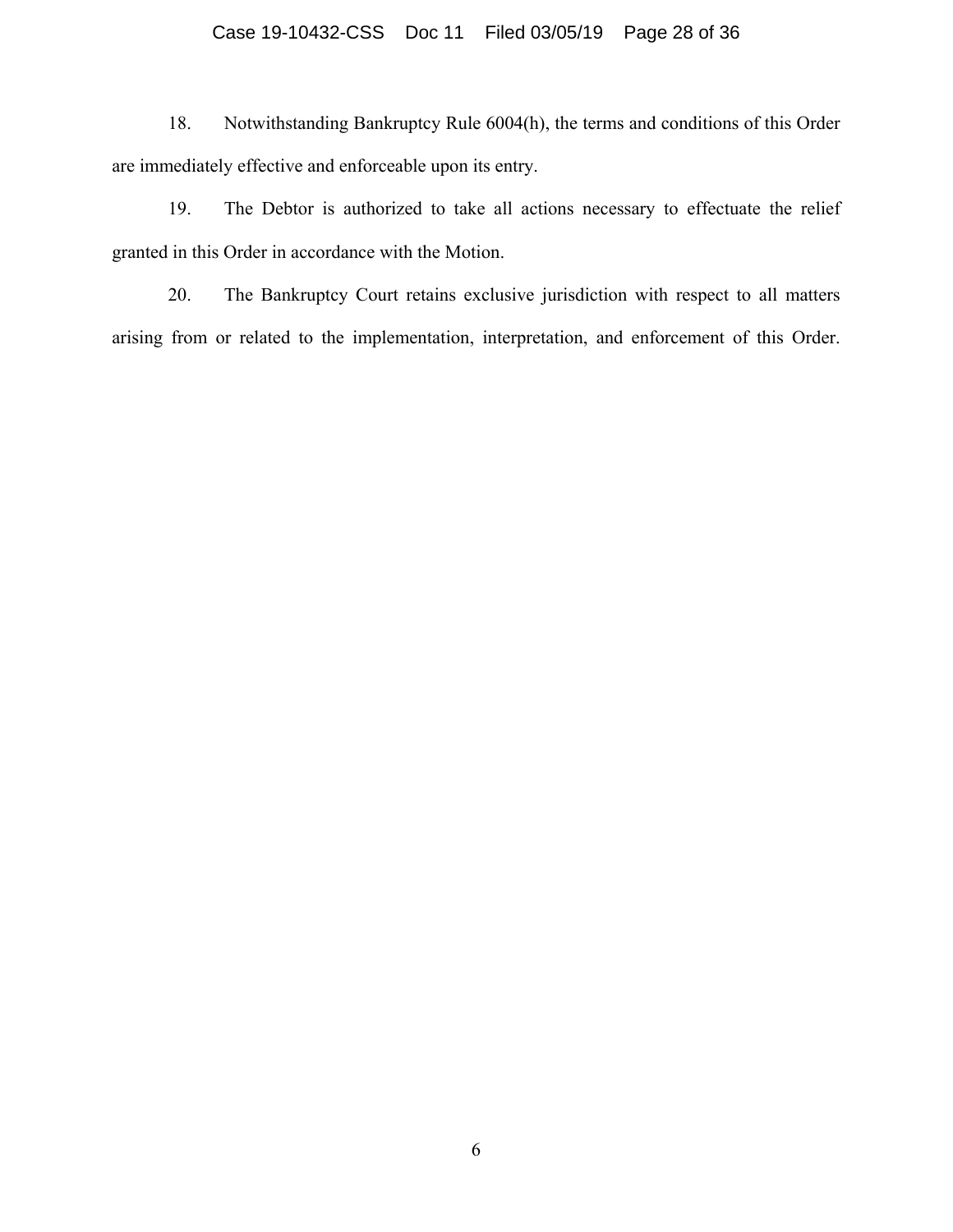18. Notwithstanding Bankruptcy Rule 6004(h), the terms and conditions of this Order are immediately effective and enforceable upon its entry.

19. The Debtor is authorized to take all actions necessary to effectuate the relief granted in this Order in accordance with the Motion.

20. The Bankruptcy Court retains exclusive jurisdiction with respect to all matters arising from or related to the implementation, interpretation, and enforcement of this Order.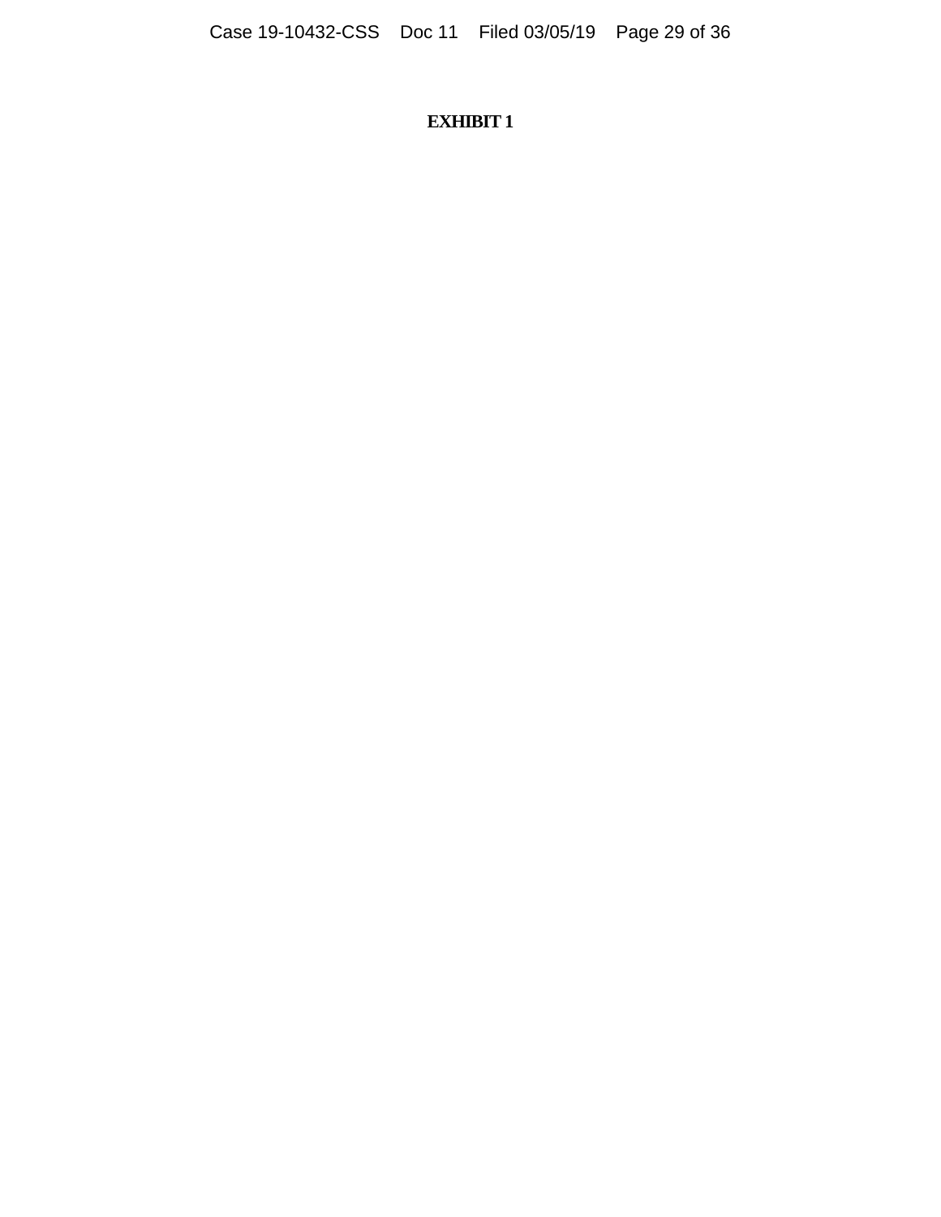**EXHIBIT 1**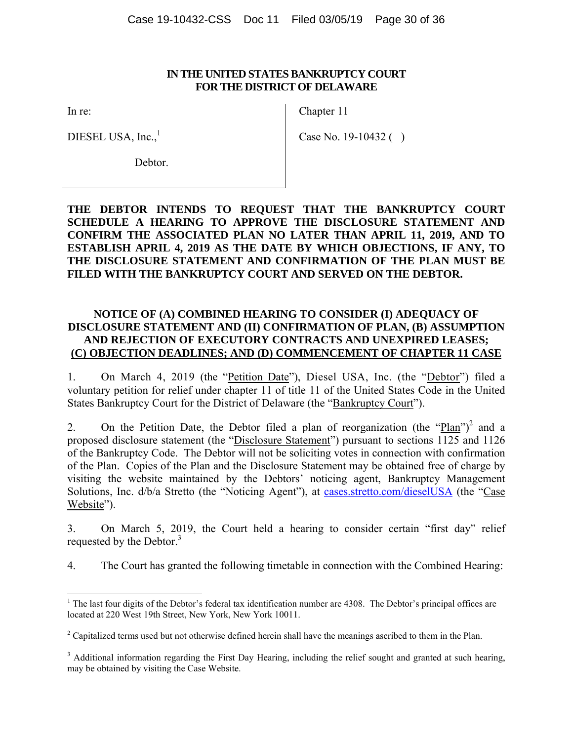**IN THE UNITED STATES BANKRUPTCY COURT**
**FOR THE DISTRICT OF DELAWARE**

| In re: | Chapter 11 |
|---|---|
| DIESEL USA, Inc.,[1] | Case No. 19-10432 ( ) |
| Debtor. | |

**THE DEBTOR INTENDS TO REQUEST THAT THE BANKRUPTCY COURT SCHEDULE A HEARING TO APPROVE THE DISCLOSURE STATEMENT AND CONFIRM THE ASSOCIATED PLAN NO LATER THAN APRIL 11, 2019, AND TO ESTABLISH APRIL 4, 2019 AS THE DATE BY WHICH OBJECTIONS, IF ANY, TO THE DISCLOSURE STATEMENT AND CONFIRMATION OF THE PLAN MUST BE FILED WITH THE BANKRUPTCY COURT AND SERVED ON THE DEBTOR.**

**NOTICE OF (A) COMBINED HEARING TO CONSIDER (I) ADEQUACY OF DISCLOSURE STATEMENT AND (II) CONFIRMATION OF PLAN, (B) ASSUMPTION AND REJECTION OF EXECUTORY CONTRACTS AND UNEXPIRED LEASES; (C) OBJECTION DEADLINES; AND (D) COMMENCEMENT OF CHAPTER 11 CASE**

1. On March 4, 2019 (the "Petition Date"), Diesel USA, Inc. (the "Debtor") filed a voluntary petition for relief under chapter 11 of title 11 of the United States Code in the United States Bankruptcy Court for the District of Delaware (the "Bankruptcy Court").

2. On the Petition Date, the Debtor filed a plan of reorganization (the "Plan")[2] and a proposed disclosure statement (the "Disclosure Statement") pursuant to sections 1125 and 1126 of the Bankruptcy Code. The Debtor will not be soliciting votes in connection with confirmation of the Plan. Copies of the Plan and the Disclosure Statement may be obtained free of charge by visiting the website maintained by the Debtors' noticing agent, Bankruptcy Management Solutions, Inc. d/b/a Stretto (the "Noticing Agent"), at cases.stretto.com/dieselUSA (the "Case Website").

3. On March 5, 2019, the Court held a hearing to consider certain "first day" relief requested by the Debtor.[3]

4. The Court has granted the following timetable in connection with the Combined Hearing:

---

[1] The last four digits of the Debtor's federal tax identification number are 4308. The Debtor's principal offices are located at 220 West 19th Street, New York, New York 10011.

[2] Capitalized terms used but not otherwise defined herein shall have the meanings ascribed to them in the Plan.

[3] Additional information regarding the First Day Hearing, including the relief sought and granted at such hearing, may be obtained by visiting the Case Website.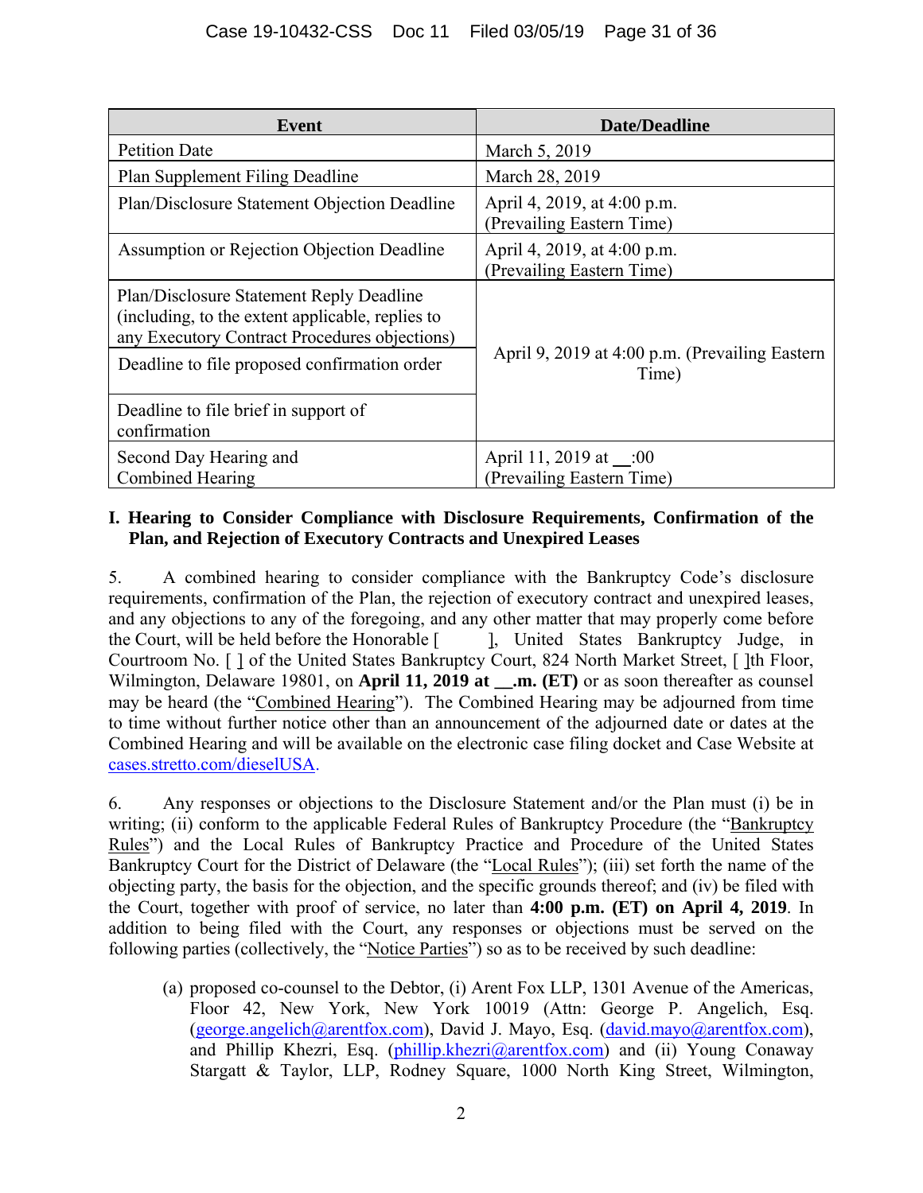| Event | Date/Deadline |
|---|---|
| Petition Date | March 5, 2019 |
| Plan Supplement Filing Deadline | March 28, 2019 |
| Plan/Disclosure Statement Objection Deadline | April 4, 2019, at 4:00 p.m. (Prevailing Eastern Time) |
| Assumption or Rejection Objection Deadline | April 4, 2019, at 4:00 p.m. (Prevailing Eastern Time) |
| Plan/Disclosure Statement Reply Deadline (including, to the extent applicable, replies to any Executory Contract Procedures objections) | April 9, 2019 at 4:00 p.m. (Prevailing Eastern Time) |
| Deadline to file proposed confirmation order | |
| Deadline to file brief in support of confirmation | |
| Second Day Hearing and Combined Hearing | April 11, 2019 at __:00 (Prevailing Eastern Time) |

**I. Hearing to Consider Compliance with Disclosure Requirements, Confirmation of the Plan, and Rejection of Executory Contracts and Unexpired Leases**

5. A combined hearing to consider compliance with the Bankruptcy Code's disclosure requirements, confirmation of the Plan, the rejection of executory contract and unexpired leases, and any objections to any of the foregoing, and any other matter that may properly come before the Court, will be held before the Honorable [ ], United States Bankruptcy Judge, in Courtroom No. [ ] of the United States Bankruptcy Court, 824 North Market Street, [ ]th Floor, Wilmington, Delaware 19801, on **April 11, 2019 at __.m. (ET)** or as soon thereafter as counsel may be heard (the "Combined Hearing"). The Combined Hearing may be adjourned from time to time without further notice other than an announcement of the adjourned date or dates at the Combined Hearing and will be available on the electronic case filing docket and Case Website at cases.stretto.com/dieselUSA.

6. Any responses or objections to the Disclosure Statement and/or the Plan must (i) be in writing; (ii) conform to the applicable Federal Rules of Bankruptcy Procedure (the "Bankruptcy Rules") and the Local Rules of Bankruptcy Practice and Procedure of the United States Bankruptcy Court for the District of Delaware (the "Local Rules"); (iii) set forth the name of the objecting party, the basis for the objection, and the specific grounds thereof; and (iv) be filed with the Court, together with proof of service, no later than **4:00 p.m. (ET) on April 4, 2019**. In addition to being filed with the Court, any responses or objections must be served on the following parties (collectively, the "Notice Parties") so as to be received by such deadline:

(a) proposed co-counsel to the Debtor, (i) Arent Fox LLP, 1301 Avenue of the Americas, Floor 42, New York, New York 10019 (Attn: George P. Angelich, Esq. (george.angelich@arentfox.com), David J. Mayo, Esq. (david.mayo@arentfox.com), and Phillip Khezri, Esq. (phillip.khezri@arentfox.com) and (ii) Young Conaway Stargatt & Taylor, LLP, Rodney Square, 1000 North King Street, Wilmington,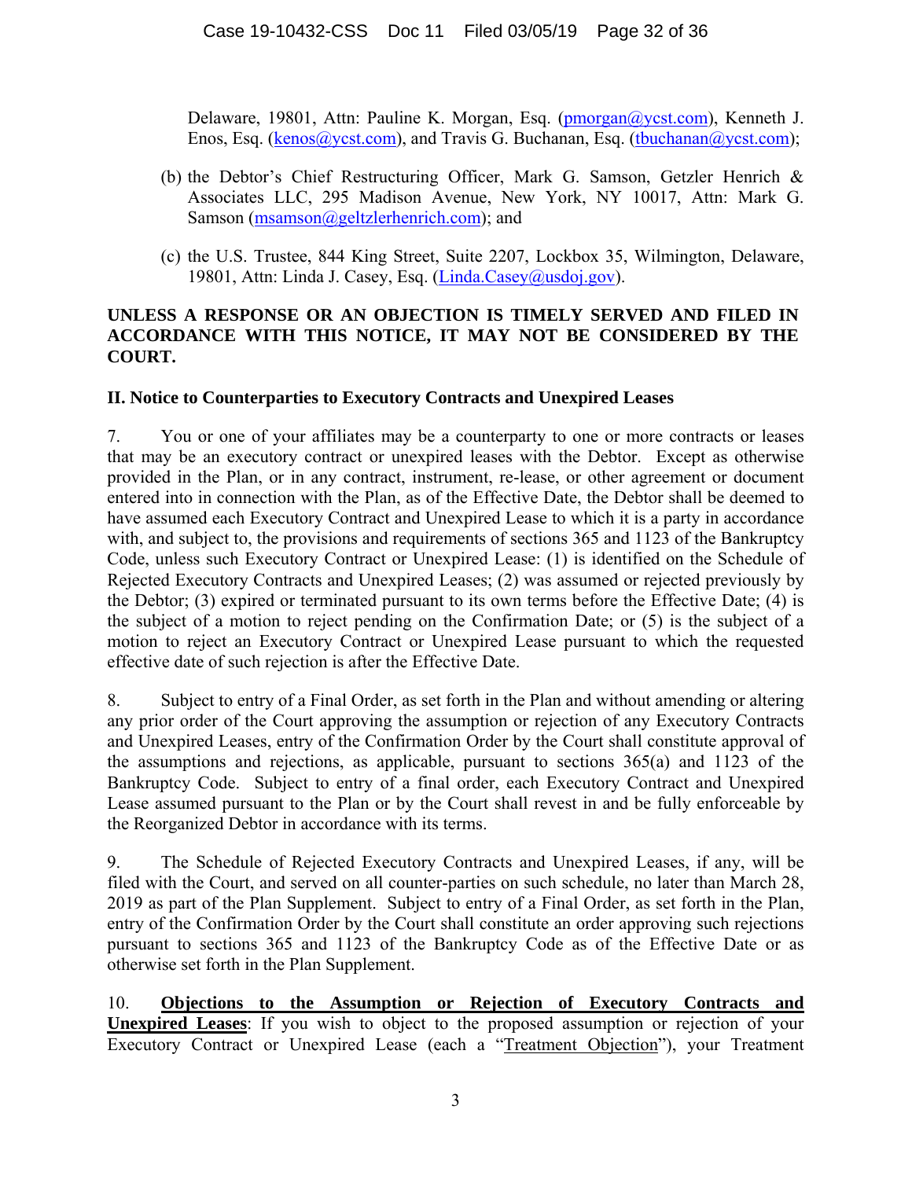Delaware, 19801, Attn: Pauline K. Morgan, Esq. (pmorgan@ycst.com), Kenneth J. Enos, Esq. (kenos@ycst.com), and Travis G. Buchanan, Esq. (tbuchanan@ycst.com);

(b) the Debtor's Chief Restructuring Officer, Mark G. Samson, Getzler Henrich & Associates LLC, 295 Madison Avenue, New York, NY 10017, Attn: Mark G. Samson (msamson@geltzlerhenrich.com); and

(c) the U.S. Trustee, 844 King Street, Suite 2207, Lockbox 35, Wilmington, Delaware, 19801, Attn: Linda J. Casey, Esq. (Linda.Casey@usdoj.gov).

**UNLESS A RESPONSE OR AN OBJECTION IS TIMELY SERVED AND FILED IN ACCORDANCE WITH THIS NOTICE, IT MAY NOT BE CONSIDERED BY THE COURT.**

**II. Notice to Counterparties to Executory Contracts and Unexpired Leases**

7. You or one of your affiliates may be a counterparty to one or more contracts or leases that may be an executory contract or unexpired leases with the Debtor. Except as otherwise provided in the Plan, or in any contract, instrument, re-lease, or other agreement or document entered into in connection with the Plan, as of the Effective Date, the Debtor shall be deemed to have assumed each Executory Contract and Unexpired Lease to which it is a party in accordance with, and subject to, the provisions and requirements of sections 365 and 1123 of the Bankruptcy Code, unless such Executory Contract or Unexpired Lease: (1) is identified on the Schedule of Rejected Executory Contracts and Unexpired Leases; (2) was assumed or rejected previously by the Debtor; (3) expired or terminated pursuant to its own terms before the Effective Date; (4) is the subject of a motion to reject pending on the Confirmation Date; or (5) is the subject of a motion to reject an Executory Contract or Unexpired Lease pursuant to which the requested effective date of such rejection is after the Effective Date.

8. Subject to entry of a Final Order, as set forth in the Plan and without amending or altering any prior order of the Court approving the assumption or rejection of any Executory Contracts and Unexpired Leases, entry of the Confirmation Order by the Court shall constitute approval of the assumptions and rejections, as applicable, pursuant to sections 365(a) and 1123 of the Bankruptcy Code. Subject to entry of a final order, each Executory Contract and Unexpired Lease assumed pursuant to the Plan or by the Court shall revest in and be fully enforceable by the Reorganized Debtor in accordance with its terms.

9. The Schedule of Rejected Executory Contracts and Unexpired Leases, if any, will be filed with the Court, and served on all counter-parties on such schedule, no later than March 28, 2019 as part of the Plan Supplement. Subject to entry of a Final Order, as set forth in the Plan, entry of the Confirmation Order by the Court shall constitute an order approving such rejections pursuant to sections 365 and 1123 of the Bankruptcy Code as of the Effective Date or as otherwise set forth in the Plan Supplement.

10. **Objections to the Assumption or Rejection of Executory Contracts and Unexpired Leases**: If you wish to object to the proposed assumption or rejection of your Executory Contract or Unexpired Lease (each a "Treatment Objection"), your Treatment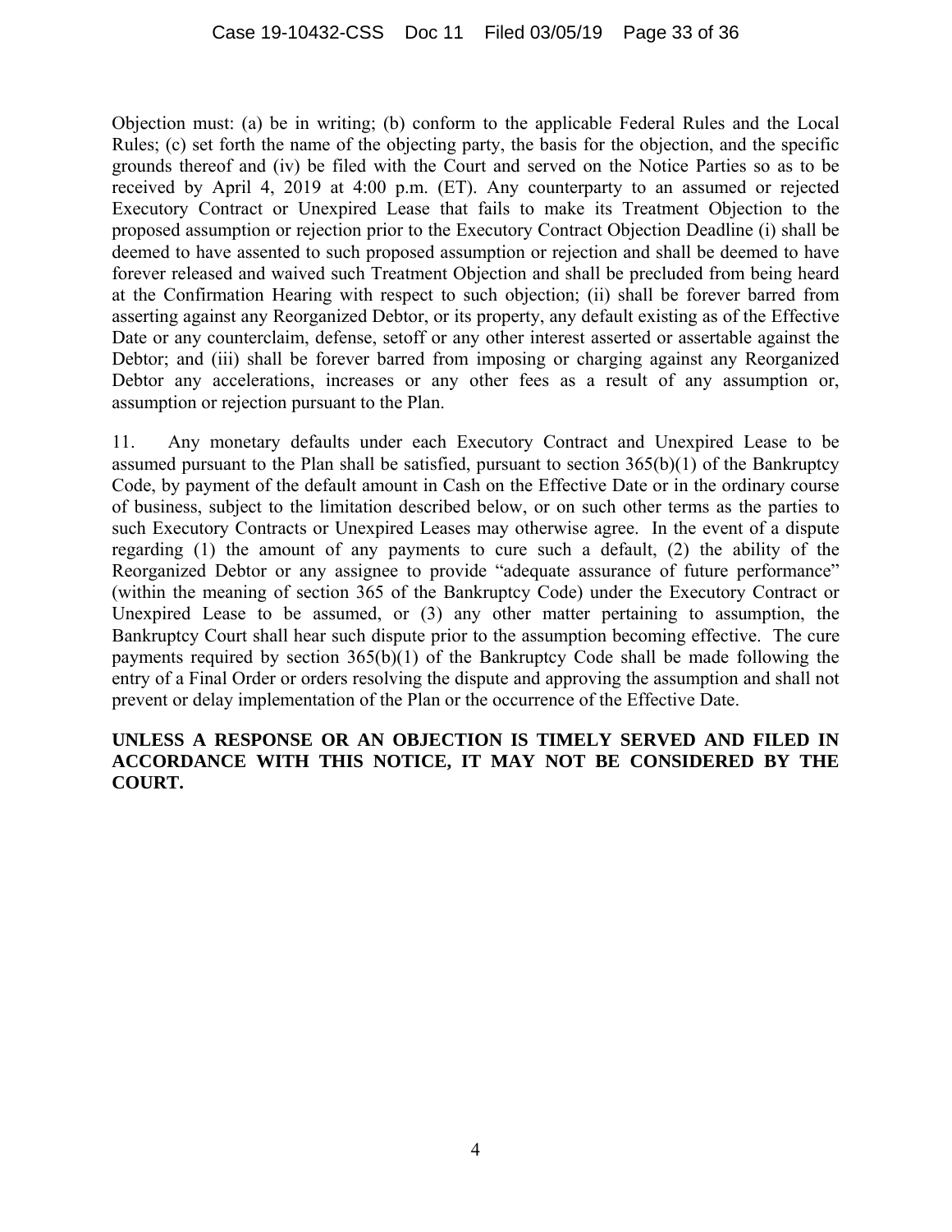Objection must: (a) be in writing; (b) conform to the applicable Federal Rules and the Local Rules; (c) set forth the name of the objecting party, the basis for the objection, and the specific grounds thereof and (iv) be filed with the Court and served on the Notice Parties so as to be received by April 4, 2019 at 4:00 p.m. (ET). Any counterparty to an assumed or rejected Executory Contract or Unexpired Lease that fails to make its Treatment Objection to the proposed assumption or rejection prior to the Executory Contract Objection Deadline (i) shall be deemed to have assented to such proposed assumption or rejection and shall be deemed to have forever released and waived such Treatment Objection and shall be precluded from being heard at the Confirmation Hearing with respect to such objection; (ii) shall be forever barred from asserting against any Reorganized Debtor, or its property, any default existing as of the Effective Date or any counterclaim, defense, setoff or any other interest asserted or assertable against the Debtor; and (iii) shall be forever barred from imposing or charging against any Reorganized Debtor any accelerations, increases or any other fees as a result of any assumption or, assumption or rejection pursuant to the Plan.

11. Any monetary defaults under each Executory Contract and Unexpired Lease to be assumed pursuant to the Plan shall be satisfied, pursuant to section 365(b)(1) of the Bankruptcy Code, by payment of the default amount in Cash on the Effective Date or in the ordinary course of business, subject to the limitation described below, or on such other terms as the parties to such Executory Contracts or Unexpired Leases may otherwise agree. In the event of a dispute regarding (1) the amount of any payments to cure such a default, (2) the ability of the Reorganized Debtor or any assignee to provide "adequate assurance of future performance" (within the meaning of section 365 of the Bankruptcy Code) under the Executory Contract or Unexpired Lease to be assumed, or (3) any other matter pertaining to assumption, the Bankruptcy Court shall hear such dispute prior to the assumption becoming effective. The cure payments required by section 365(b)(1) of the Bankruptcy Code shall be made following the entry of a Final Order or orders resolving the dispute and approving the assumption and shall not prevent or delay implementation of the Plan or the occurrence of the Effective Date.

**UNLESS A RESPONSE OR AN OBJECTION IS TIMELY SERVED AND FILED IN ACCORDANCE WITH THIS NOTICE, IT MAY NOT BE CONSIDERED BY THE COURT.**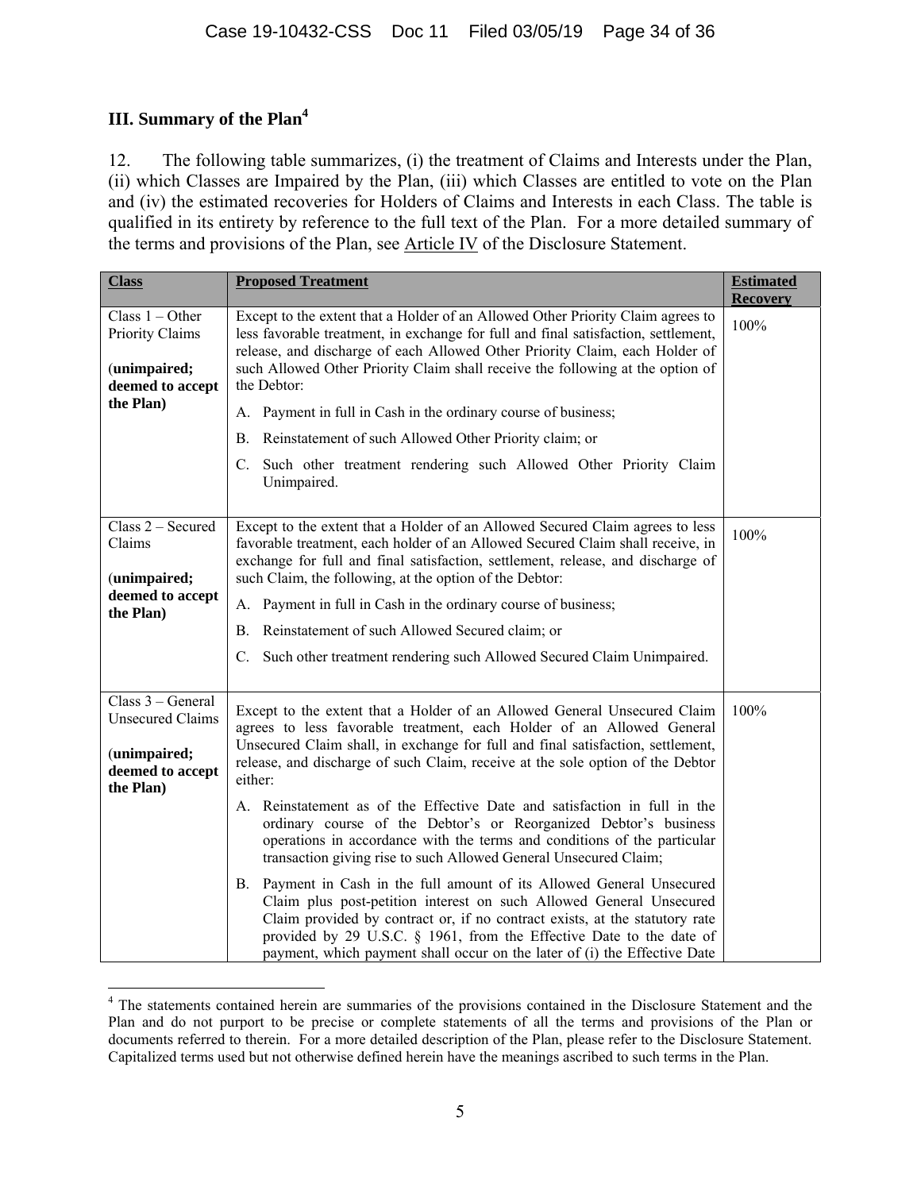## III. Summary of the Plan[4]

12. The following table summarizes, (i) the treatment of Claims and Interests under the Plan, (ii) which Classes are Impaired by the Plan, (iii) which Classes are entitled to vote on the Plan and (iv) the estimated recoveries for Holders of Claims and Interests in each Class. The table is qualified in its entirety by reference to the full text of the Plan. For a more detailed summary of the terms and provisions of the Plan, see Article IV of the Disclosure Statement.

| Class | Proposed Treatment | Estimated Recovery |
|---|---|---|
| Class 1 – Other Priority Claims<br><br>(**unimpaired; deemed to accept the Plan)** | Except to the extent that a Holder of an Allowed Other Priority Claim agrees to less favorable treatment, in exchange for full and final satisfaction, settlement, release, and discharge of each Allowed Other Priority Claim, each Holder of such Allowed Other Priority Claim shall receive the following at the option of the Debtor:<br><br>A. Payment in full in Cash in the ordinary course of business;<br><br>B. Reinstatement of such Allowed Other Priority claim; or<br><br>C. Such other treatment rendering such Allowed Other Priority Claim Unimpaired. | 100% |
| Class 2 – Secured Claims<br><br>(**unimpaired; deemed to accept the Plan)** | Except to the extent that a Holder of an Allowed Secured Claim agrees to less favorable treatment, each holder of an Allowed Secured Claim shall receive, in exchange for full and final satisfaction, settlement, release, and discharge of such Claim, the following, at the option of the Debtor:<br><br>A. Payment in full in Cash in the ordinary course of business;<br><br>B. Reinstatement of such Allowed Secured claim; or<br><br>C. Such other treatment rendering such Allowed Secured Claim Unimpaired. | 100% |
| Class 3 – General Unsecured Claims<br><br>(**unimpaired; deemed to accept the Plan)** | Except to the extent that a Holder of an Allowed General Unsecured Claim agrees to less favorable treatment, each Holder of an Allowed General Unsecured Claim shall, in exchange for full and final satisfaction, settlement, release, and discharge of such Claim, receive at the sole option of the Debtor either:<br><br>A. Reinstatement as of the Effective Date and satisfaction in full in the ordinary course of the Debtor's or Reorganized Debtor's business operations in accordance with the terms and conditions of the particular transaction giving rise to such Allowed General Unsecured Claim;<br><br>B. Payment in Cash in the full amount of its Allowed General Unsecured Claim plus post-petition interest on such Allowed General Unsecured Claim provided by contract or, if no contract exists, at the statutory rate provided by 29 U.S.C. § 1961, from the Effective Date to the date of payment, which payment shall occur on the later of (i) the Effective Date | 100% |

[4] The statements contained herein are summaries of the provisions contained in the Disclosure Statement and the Plan and do not purport to be precise or complete statements of all the terms and provisions of the Plan or documents referred to therein. For a more detailed description of the Plan, please refer to the Disclosure Statement. Capitalized terms used but not otherwise defined herein have the meanings ascribed to such terms in the Plan.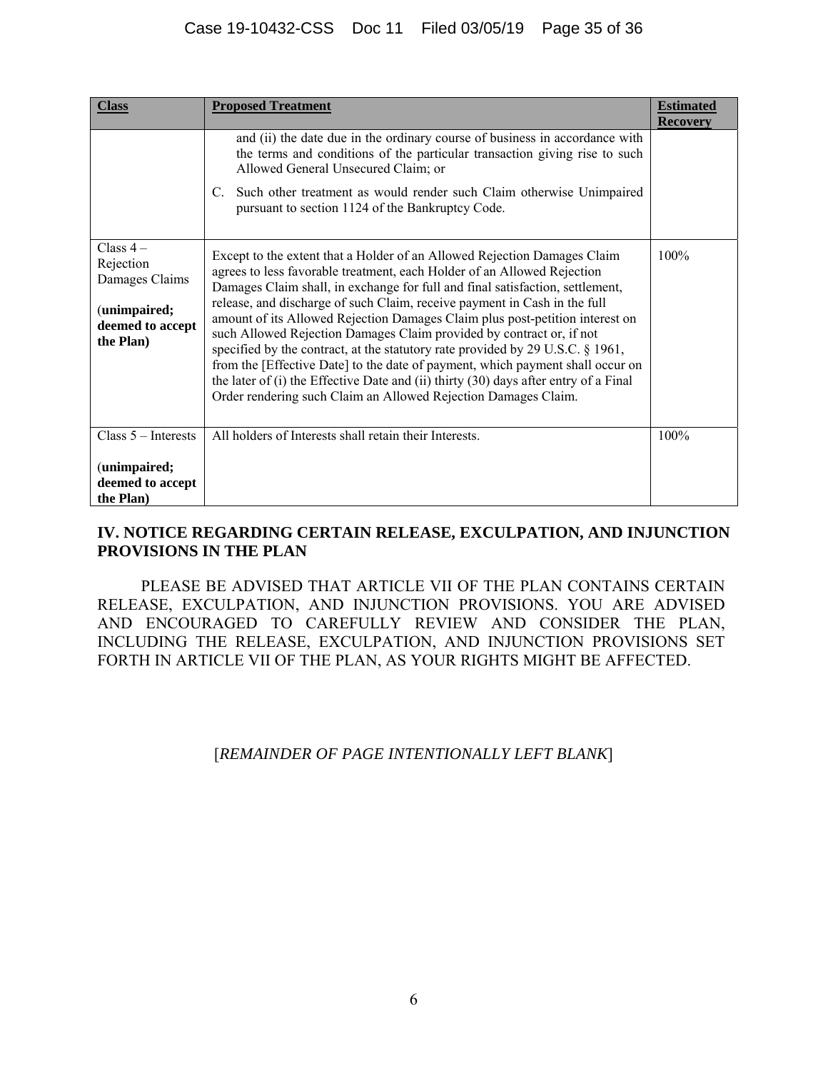| Class | Proposed Treatment | Estimated Recovery |
|---|---|---|
| | and (ii) the date due in the ordinary course of business in accordance with the terms and conditions of the particular transaction giving rise to such Allowed General Unsecured Claim; or<br><br>C. Such other treatment as would render such Claim otherwise Unimpaired pursuant to section 1124 of the Bankruptcy Code. | |
| Class 4 – Rejection Damages Claims<br><br>(**unimpaired; deemed to accept the Plan)** | Except to the extent that a Holder of an Allowed Rejection Damages Claim agrees to less favorable treatment, each Holder of an Allowed Rejection Damages Claim shall, in exchange for full and final satisfaction, settlement, release, and discharge of such Claim, receive payment in Cash in the full amount of its Allowed Rejection Damages Claim plus post-petition interest on such Allowed Rejection Damages Claim provided by contract or, if not specified by the contract, at the statutory rate provided by 29 U.S.C. § 1961, from the [Effective Date] to the date of payment, which payment shall occur on the later of (i) the Effective Date and (ii) thirty (30) days after entry of a Final Order rendering such Claim an Allowed Rejection Damages Claim. | 100% |
| Class 5 – Interests<br><br>(**unimpaired; deemed to accept the Plan)** | All holders of Interests shall retain their Interests. | 100% |

## IV. NOTICE REGARDING CERTAIN RELEASE, EXCULPATION, AND INJUNCTION PROVISIONS IN THE PLAN

PLEASE BE ADVISED THAT ARTICLE VII OF THE PLAN CONTAINS CERTAIN RELEASE, EXCULPATION, AND INJUNCTION PROVISIONS. YOU ARE ADVISED AND ENCOURAGED TO CAREFULLY REVIEW AND CONSIDER THE PLAN, INCLUDING THE RELEASE, EXCULPATION, AND INJUNCTION PROVISIONS SET FORTH IN ARTICLE VII OF THE PLAN, AS YOUR RIGHTS MIGHT BE AFFECTED.

[*REMAINDER OF PAGE INTENTIONALLY LEFT BLANK*]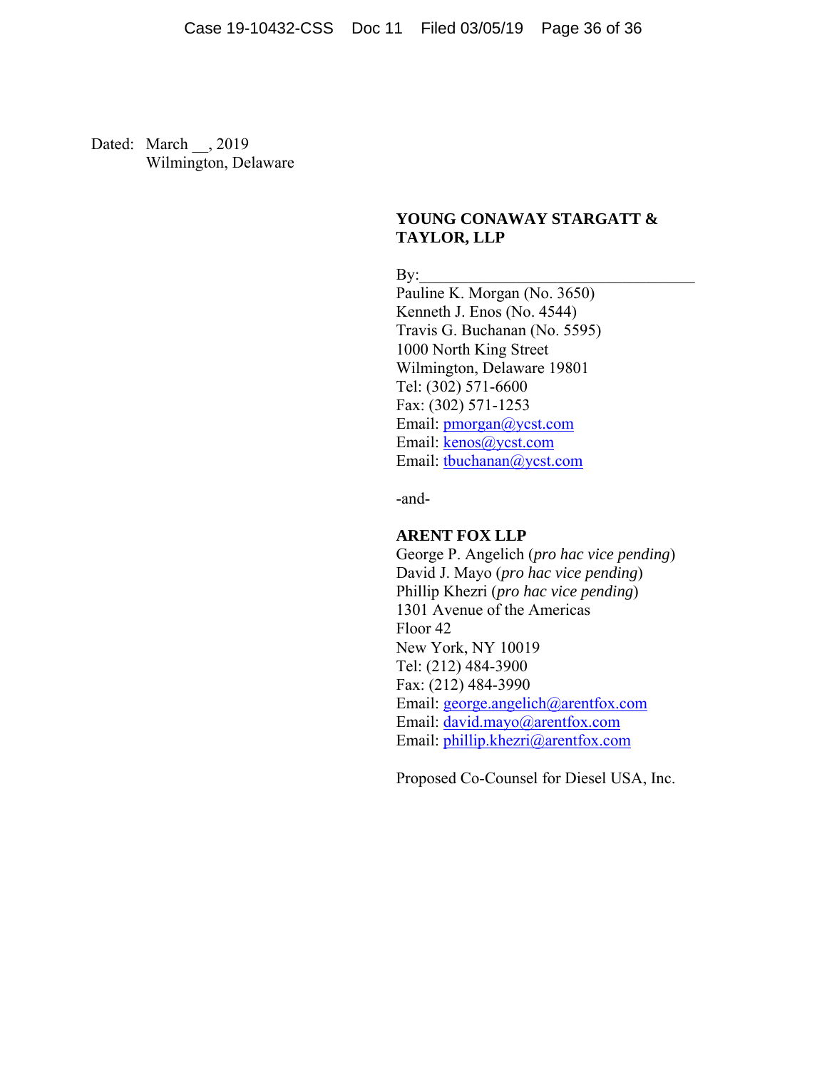Dated: March __, 2019
Wilmington, Delaware

**YOUNG CONAWAY STARGATT & TAYLOR, LLP**

By:________________________________
Pauline K. Morgan (No. 3650)
Kenneth J. Enos (No. 4544)
Travis G. Buchanan (No. 5595)
1000 North King Street
Wilmington, Delaware 19801
Tel: (302) 571-6600
Fax: (302) 571-1253
Email: pmorgan@ycst.com
Email: kenos@ycst.com
Email: tbuchanan@ycst.com

-and-

**ARENT FOX LLP**
George P. Angelich (*pro hac vice pending*)
David J. Mayo (*pro hac vice pending*)
Phillip Khezri (*pro hac vice pending*)
1301 Avenue of the Americas
Floor 42
New York, NY 10019
Tel: (212) 484-3900
Fax: (212) 484-3990
Email: george.angelich@arentfox.com
Email: david.mayo@arentfox.com
Email: phillip.khezri@arentfox.com

Proposed Co-Counsel for Diesel USA, Inc.